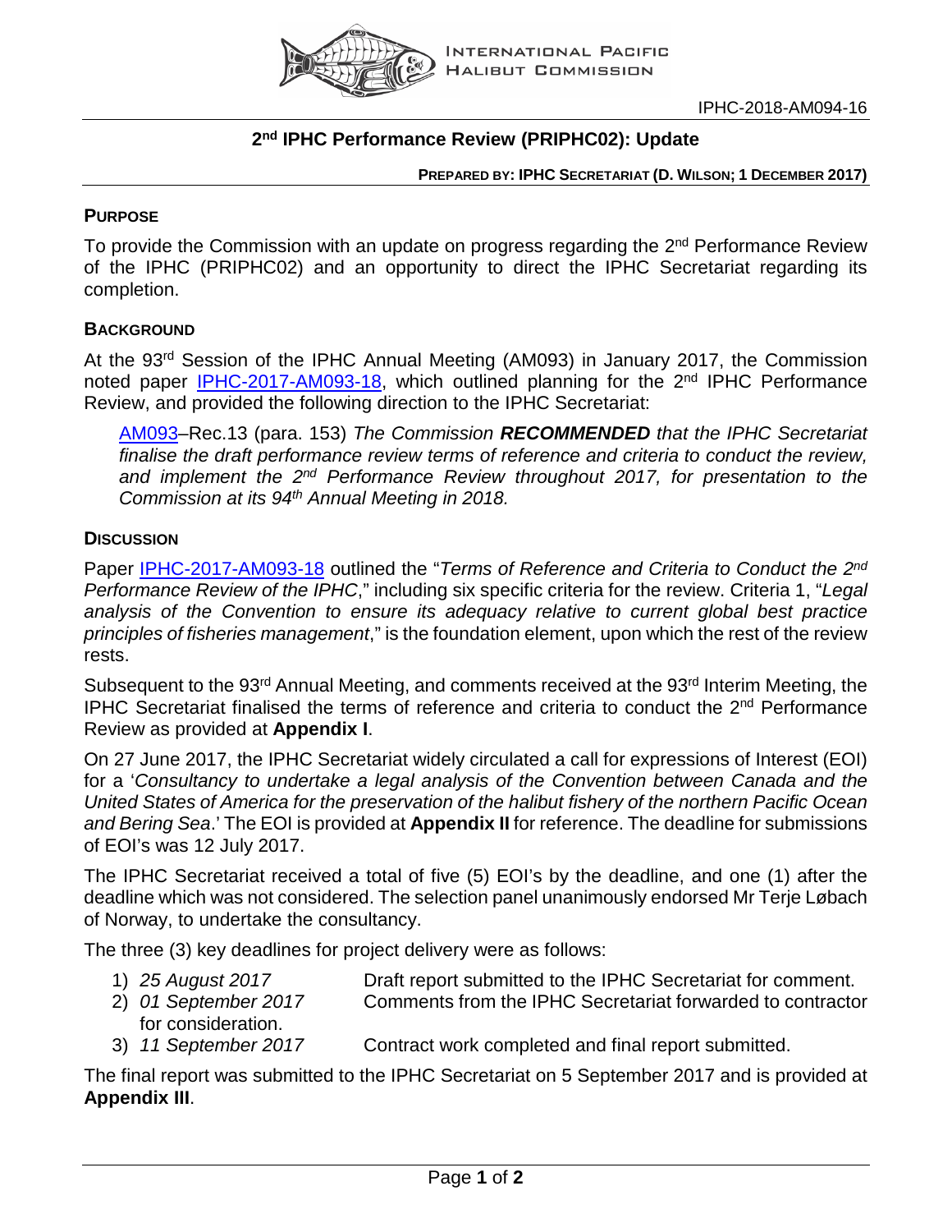INTERNATIONAL PACIFIC HALIBUT COMMISSION

IPHC-2018-AM094-16

# 2nd IPHC Performance Review (PRIPHC02): Update

**PREPARED BY: IPHC SECRETARIAT (D. WILSON; 1 DECEMBER 2017)**

## PURPOSE

To provide the Commission with an update on progress regarding the 2nd Performance Review of the IPHC (PRIPHC02) and an opportunity to direct the IPHC Secretariat regarding its completion.

## BACKGROUND

At the 93rd Session of the IPHC Annual Meeting (AM093) in January 2017, the Commission noted paper IPHC-2017-AM093-18, which outlined planning for the 2nd IPHC Performance Review, and provided the following direction to the IPHC Secretariat:

> AM093–Rec.13 (para. 153) *The Commission **RECOMMENDED** that the IPHC Secretariat finalise the draft performance review terms of reference and criteria to conduct the review, and implement the 2nd Performance Review throughout 2017, for presentation to the Commission at its 94th Annual Meeting in 2018.*

## DISCUSSION

Paper IPHC-2017-AM093-18 outlined the "*Terms of Reference and Criteria to Conduct the 2nd Performance Review of the IPHC*," including six specific criteria for the review. Criteria 1, "*Legal analysis of the Convention to ensure its adequacy relative to current global best practice principles of fisheries management*," is the foundation element, upon which the rest of the review rests.

Subsequent to the 93rd Annual Meeting, and comments received at the 93rd Interim Meeting, the IPHC Secretariat finalised the terms of reference and criteria to conduct the 2nd Performance Review as provided at **Appendix I**.

On 27 June 2017, the IPHC Secretariat widely circulated a call for expressions of Interest (EOI) for a '*Consultancy to undertake a legal analysis of the Convention between Canada and the United States of America for the preservation of the halibut fishery of the northern Pacific Ocean and Bering Sea*.' The EOI is provided at **Appendix II** for reference. The deadline for submissions of EOI's was 12 July 2017.

The IPHC Secretariat received a total of five (5) EOI's by the deadline, and one (1) after the deadline which was not considered. The selection panel unanimously endorsed Mr Terje Løbach of Norway, to undertake the consultancy.

The three (3) key deadlines for project delivery were as follows:

1) *25 August 2017* Draft report submitted to the IPHC Secretariat for comment.
2) *01 September 2017* Comments from the IPHC Secretariat forwarded to contractor for consideration.
3) *11 September 2017* Contract work completed and final report submitted.

The final report was submitted to the IPHC Secretariat on 5 September 2017 and is provided at **Appendix III**.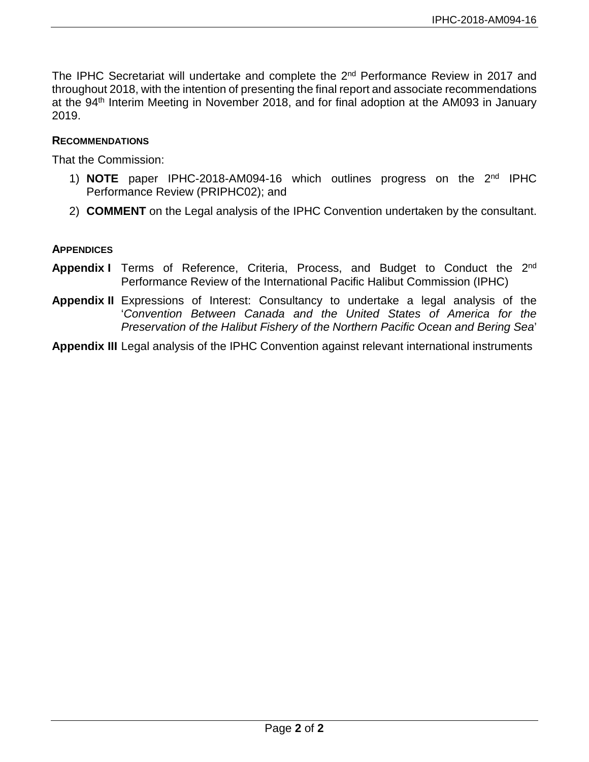The IPHC Secretariat will undertake and complete the 2nd Performance Review in 2017 and throughout 2018, with the intention of presenting the final report and associate recommendations at the 94th Interim Meeting in November 2018, and for final adoption at the AM093 in January 2019.

#### RECOMMENDATIONS

That the Commission:

1) **NOTE** paper IPHC-2018-AM094-16 which outlines progress on the 2nd IPHC Performance Review (PRIPHC02); and
2) **COMMENT** on the Legal analysis of the IPHC Convention undertaken by the consultant.

#### APPENDICES

**Appendix I** Terms of Reference, Criteria, Process, and Budget to Conduct the 2nd Performance Review of the International Pacific Halibut Commission (IPHC)

**Appendix II** Expressions of Interest: Consultancy to undertake a legal analysis of the '*Convention Between Canada and the United States of America for the Preservation of the Halibut Fishery of the Northern Pacific Ocean and Bering Sea*'

**Appendix III** Legal analysis of the IPHC Convention against relevant international instruments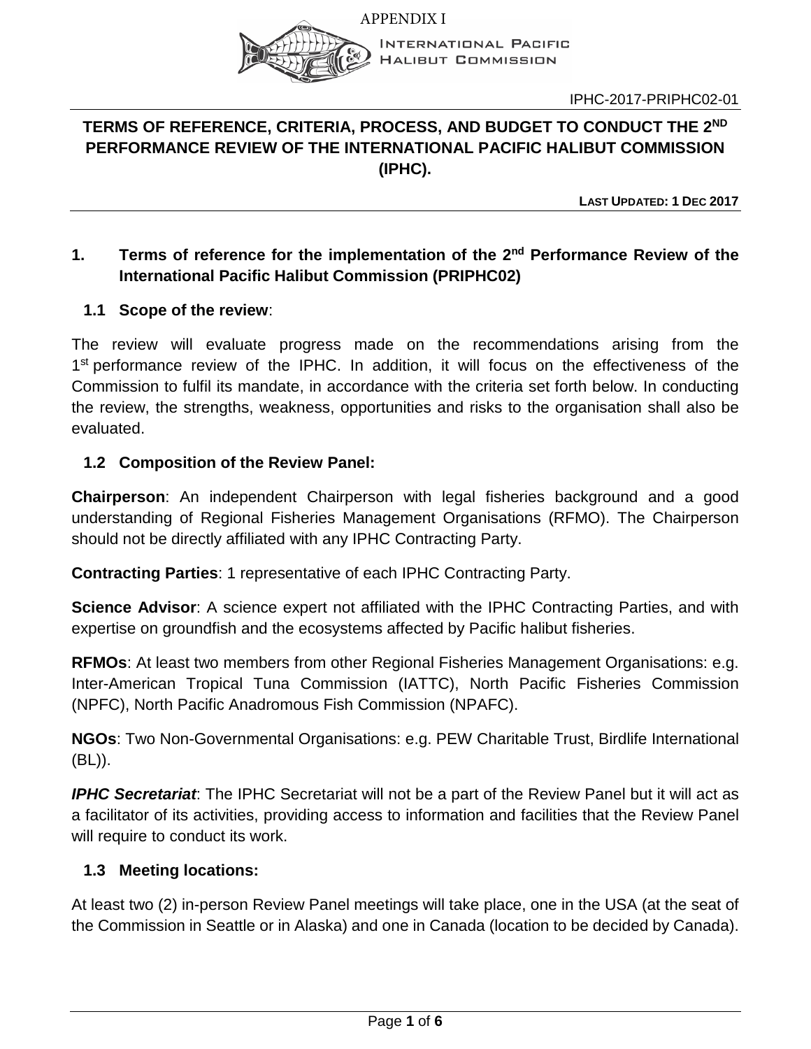APPENDIX I

INTERNATIONAL PACIFIC HALIBUT COMMISSION

IPHC-2017-PRIPHC02-01

# TERMS OF REFERENCE, CRITERIA, PROCESS, AND BUDGET TO CONDUCT THE 2ND PERFORMANCE REVIEW OF THE INTERNATIONAL PACIFIC HALIBUT COMMISSION (IPHC).

**LAST UPDATED: 1 DEC 2017**

## 1. Terms of reference for the implementation of the 2nd Performance Review of the International Pacific Halibut Commission (PRIPHC02)

### 1.1 Scope of the review:

The review will evaluate progress made on the recommendations arising from the 1st performance review of the IPHC. In addition, it will focus on the effectiveness of the Commission to fulfil its mandate, in accordance with the criteria set forth below. In conducting the review, the strengths, weakness, opportunities and risks to the organisation shall also be evaluated.

### 1.2 Composition of the Review Panel:

**Chairperson**: An independent Chairperson with legal fisheries background and a good understanding of Regional Fisheries Management Organisations (RFMO). The Chairperson should not be directly affiliated with any IPHC Contracting Party.

**Contracting Parties**: 1 representative of each IPHC Contracting Party.

**Science Advisor**: A science expert not affiliated with the IPHC Contracting Parties, and with expertise on groundfish and the ecosystems affected by Pacific halibut fisheries.

**RFMOs**: At least two members from other Regional Fisheries Management Organisations: e.g. Inter-American Tropical Tuna Commission (IATTC), North Pacific Fisheries Commission (NPFC), North Pacific Anadromous Fish Commission (NPAFC).

**NGOs**: Two Non-Governmental Organisations: e.g. PEW Charitable Trust, Birdlife International (BL)).

***IPHC Secretariat***: The IPHC Secretariat will not be a part of the Review Panel but it will act as a facilitator of its activities, providing access to information and facilities that the Review Panel will require to conduct its work.

### 1.3 Meeting locations:

At least two (2) in-person Review Panel meetings will take place, one in the USA (at the seat of the Commission in Seattle or in Alaska) and one in Canada (location to be decided by Canada).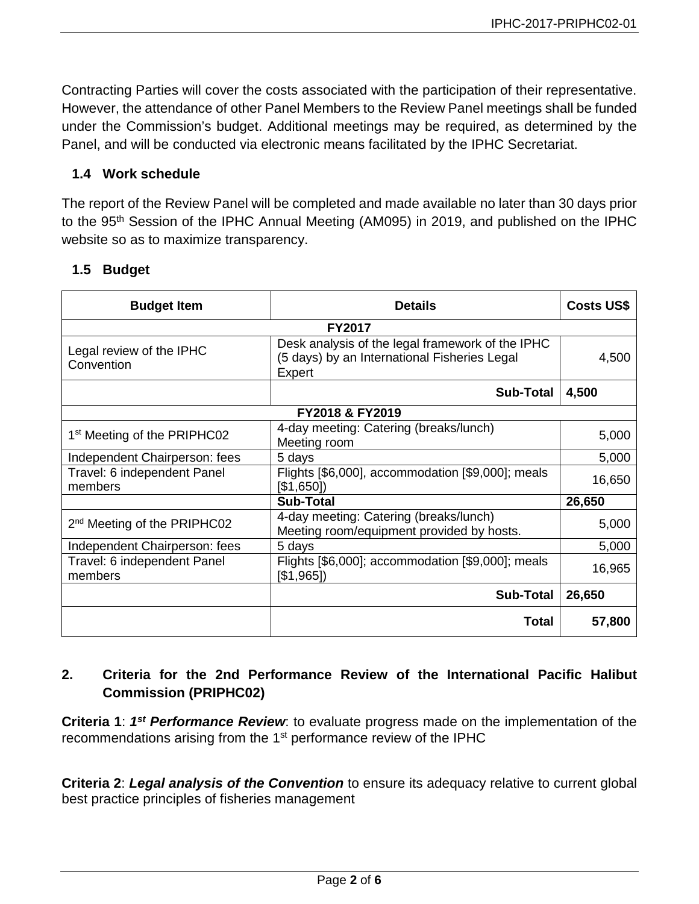Contracting Parties will cover the costs associated with the participation of their representative. However, the attendance of other Panel Members to the Review Panel meetings shall be funded under the Commission's budget. Additional meetings may be required, as determined by the Panel, and will be conducted via electronic means facilitated by the IPHC Secretariat.

### 1.4 Work schedule

The report of the Review Panel will be completed and made available no later than 30 days prior to the 95th Session of the IPHC Annual Meeting (AM095) in 2019, and published on the IPHC website so as to maximize transparency.

### 1.5 Budget

| Budget Item | Details | Costs US$ |
|---|---|---|
| **FY2017** | | |
| Legal review of the IPHC Convention | Desk analysis of the legal framework of the IPHC (5 days) by an International Fisheries Legal Expert | 4,500 |
| | **Sub-Total** | **4,500** |
| **FY2018 & FY2019** | | |
| 1st Meeting of the PRIPHC02 | 4-day meeting: Catering (breaks/lunch) Meeting room | 5,000 |
| Independent Chairperson: fees | 5 days | 5,000 |
| Travel: 6 independent Panel members | Flights [$6,000], accommodation [$9,000]; meals [$1,650]) | 16,650 |
| | **Sub-Total** | **26,650** |
| 2nd Meeting of the PRIPHC02 | 4-day meeting: Catering (breaks/lunch) Meeting room/equipment provided by hosts. | 5,000 |
| Independent Chairperson: fees | 5 days | 5,000 |
| Travel: 6 independent Panel members | Flights [$6,000]; accommodation [$9,000]; meals [$1,965]) | 16,965 |
| | **Sub-Total** | **26,650** |
| | **Total** | **57,800** |

## 2. Criteria for the 2nd Performance Review of the International Pacific Halibut Commission (PRIPHC02)

**Criteria 1**: ***1st Performance Review***: to evaluate progress made on the implementation of the recommendations arising from the 1st performance review of the IPHC

**Criteria 2**: ***Legal analysis of the Convention*** to ensure its adequacy relative to current global best practice principles of fisheries management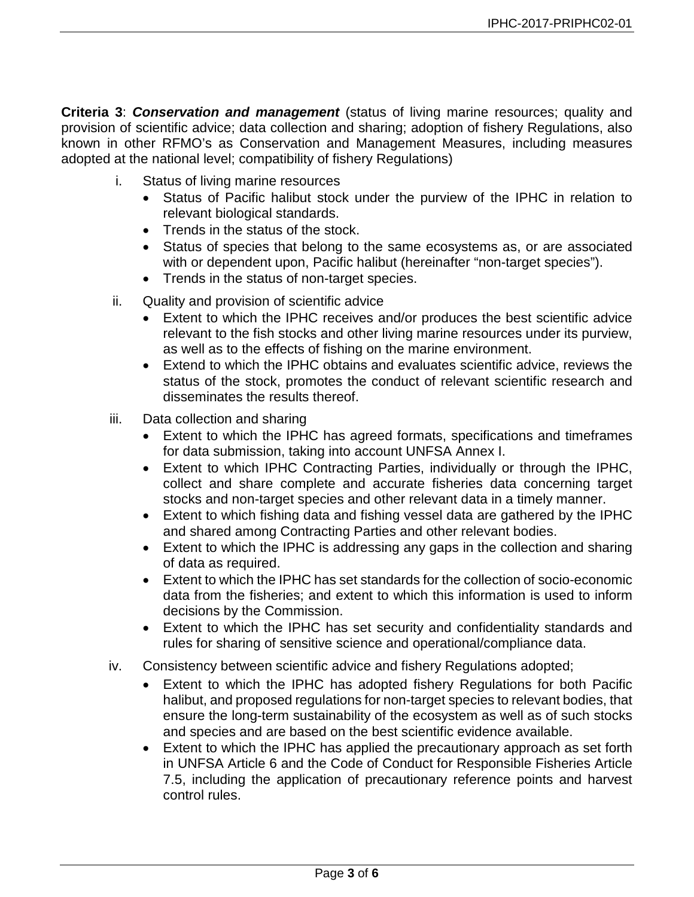**Criteria 3**: ***Conservation and management*** (status of living marine resources; quality and provision of scientific advice; data collection and sharing; adoption of fishery Regulations, also known in other RFMO's as Conservation and Management Measures, including measures adopted at the national level; compatibility of fishery Regulations)

i. Status of living marine resources
   - Status of Pacific halibut stock under the purview of the IPHC in relation to relevant biological standards.
   - Trends in the status of the stock.
   - Status of species that belong to the same ecosystems as, or are associated with or dependent upon, Pacific halibut (hereinafter "non-target species").
   - Trends in the status of non-target species.

ii. Quality and provision of scientific advice
   - Extent to which the IPHC receives and/or produces the best scientific advice relevant to the fish stocks and other living marine resources under its purview, as well as to the effects of fishing on the marine environment.
   - Extend to which the IPHC obtains and evaluates scientific advice, reviews the status of the stock, promotes the conduct of relevant scientific research and disseminates the results thereof.

iii. Data collection and sharing
   - Extent to which the IPHC has agreed formats, specifications and timeframes for data submission, taking into account UNFSA Annex I.
   - Extent to which IPHC Contracting Parties, individually or through the IPHC, collect and share complete and accurate fisheries data concerning target stocks and non-target species and other relevant data in a timely manner.
   - Extent to which fishing data and fishing vessel data are gathered by the IPHC and shared among Contracting Parties and other relevant bodies.
   - Extent to which the IPHC is addressing any gaps in the collection and sharing of data as required.
   - Extent to which the IPHC has set standards for the collection of socio-economic data from the fisheries; and extent to which this information is used to inform decisions by the Commission.
   - Extent to which the IPHC has set security and confidentiality standards and rules for sharing of sensitive science and operational/compliance data.

iv. Consistency between scientific advice and fishery Regulations adopted;
   - Extent to which the IPHC has adopted fishery Regulations for both Pacific halibut, and proposed regulations for non-target species to relevant bodies, that ensure the long-term sustainability of the ecosystem as well as of such stocks and species and are based on the best scientific evidence available.
   - Extent to which the IPHC has applied the precautionary approach as set forth in UNFSA Article 6 and the Code of Conduct for Responsible Fisheries Article 7.5, including the application of precautionary reference points and harvest control rules.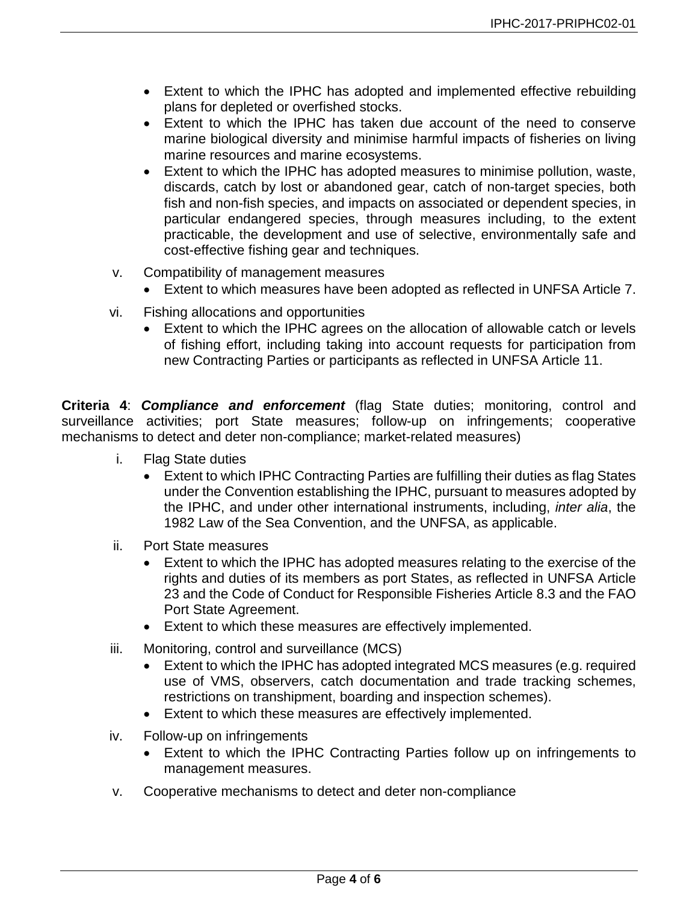- Extent to which the IPHC has adopted and implemented effective rebuilding plans for depleted or overfished stocks.
- Extent to which the IPHC has taken due account of the need to conserve marine biological diversity and minimise harmful impacts of fisheries on living marine resources and marine ecosystems.
- Extent to which the IPHC has adopted measures to minimise pollution, waste, discards, catch by lost or abandoned gear, catch of non-target species, both fish and non-fish species, and impacts on associated or dependent species, in particular endangered species, through measures including, to the extent practicable, the development and use of selective, environmentally safe and cost-effective fishing gear and techniques.

v. Compatibility of management measures
- Extent to which measures have been adopted as reflected in UNFSA Article 7.

vi. Fishing allocations and opportunities
- Extent to which the IPHC agrees on the allocation of allowable catch or levels of fishing effort, including taking into account requests for participation from new Contracting Parties or participants as reflected in UNFSA Article 11.

**Criteria 4**: ***Compliance and enforcement*** (flag State duties; monitoring, control and surveillance activities; port State measures; follow-up on infringements; cooperative mechanisms to detect and deter non-compliance; market-related measures)

i. Flag State duties
- Extent to which IPHC Contracting Parties are fulfilling their duties as flag States under the Convention establishing the IPHC, pursuant to measures adopted by the IPHC, and under other international instruments, including, *inter alia*, the 1982 Law of the Sea Convention, and the UNFSA, as applicable.

ii. Port State measures
- Extent to which the IPHC has adopted measures relating to the exercise of the rights and duties of its members as port States, as reflected in UNFSA Article 23 and the Code of Conduct for Responsible Fisheries Article 8.3 and the FAO Port State Agreement.
- Extent to which these measures are effectively implemented.

iii. Monitoring, control and surveillance (MCS)
- Extent to which the IPHC has adopted integrated MCS measures (e.g. required use of VMS, observers, catch documentation and trade tracking schemes, restrictions on transhipment, boarding and inspection schemes).
- Extent to which these measures are effectively implemented.

iv. Follow-up on infringements
- Extent to which the IPHC Contracting Parties follow up on infringements to management measures.

v. Cooperative mechanisms to detect and deter non-compliance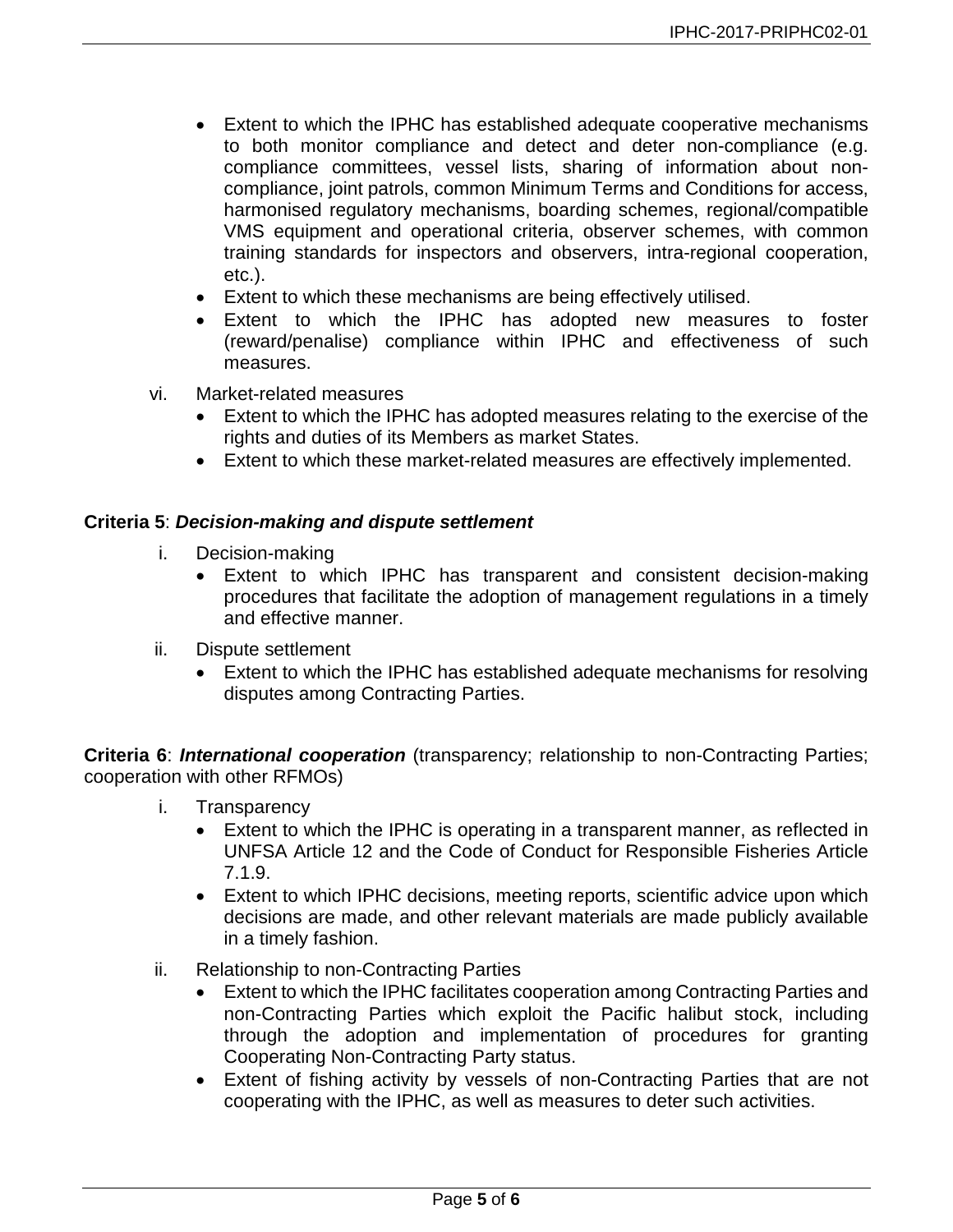- Extent to which the IPHC has established adequate cooperative mechanisms to both monitor compliance and detect and deter non-compliance (e.g. compliance committees, vessel lists, sharing of information about non-compliance, joint patrols, common Minimum Terms and Conditions for access, harmonised regulatory mechanisms, boarding schemes, regional/compatible VMS equipment and operational criteria, observer schemes, with common training standards for inspectors and observers, intra-regional cooperation, etc.).
- Extent to which these mechanisms are being effectively utilised.
- Extent to which the IPHC has adopted new measures to foster (reward/penalise) compliance within IPHC and effectiveness of such measures.

vi. Market-related measures
- Extent to which the IPHC has adopted measures relating to the exercise of the rights and duties of its Members as market States.
- Extent to which these market-related measures are effectively implemented.

**Criteria 5**: ***Decision-making and dispute settlement***

i. Decision-making
- Extent to which IPHC has transparent and consistent decision-making procedures that facilitate the adoption of management regulations in a timely and effective manner.

ii. Dispute settlement
- Extent to which the IPHC has established adequate mechanisms for resolving disputes among Contracting Parties.

**Criteria 6**: ***International cooperation*** (transparency; relationship to non-Contracting Parties; cooperation with other RFMOs)

i. Transparency
- Extent to which the IPHC is operating in a transparent manner, as reflected in UNFSA Article 12 and the Code of Conduct for Responsible Fisheries Article 7.1.9.
- Extent to which IPHC decisions, meeting reports, scientific advice upon which decisions are made, and other relevant materials are made publicly available in a timely fashion.

ii. Relationship to non-Contracting Parties
- Extent to which the IPHC facilitates cooperation among Contracting Parties and non-Contracting Parties which exploit the Pacific halibut stock, including through the adoption and implementation of procedures for granting Cooperating Non-Contracting Party status.
- Extent of fishing activity by vessels of non-Contracting Parties that are not cooperating with the IPHC, as well as measures to deter such activities.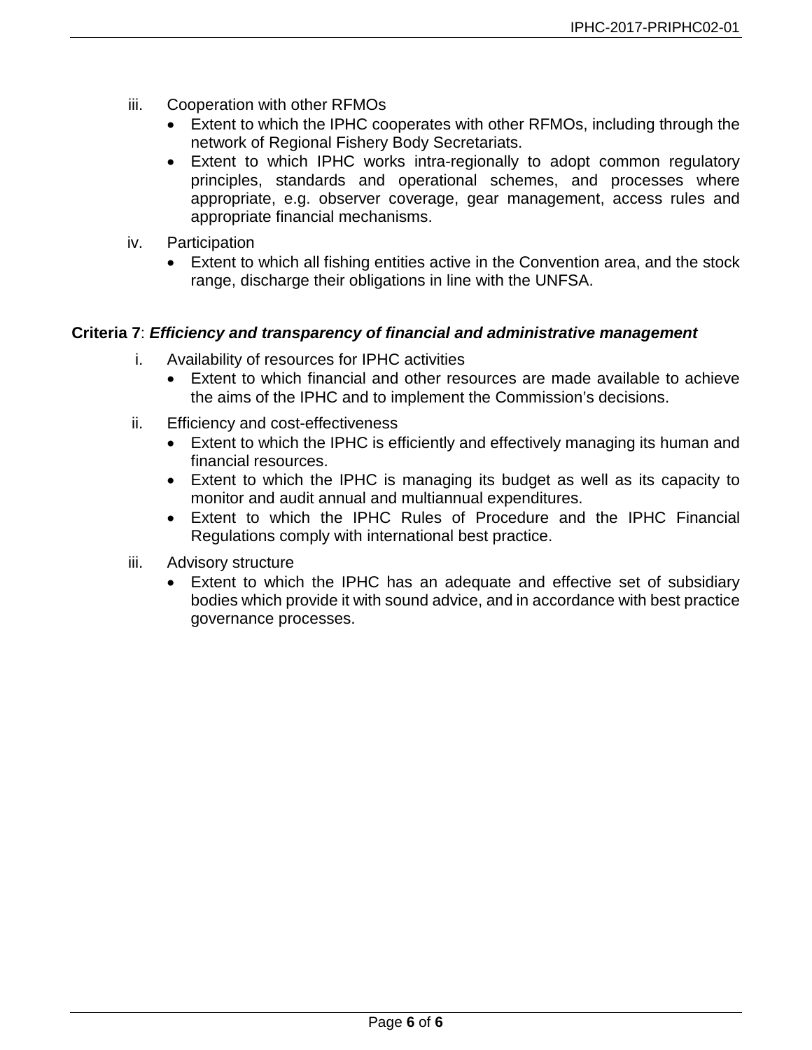iii. Cooperation with other RFMOs
- Extent to which the IPHC cooperates with other RFMOs, including through the network of Regional Fishery Body Secretariats.
- Extent to which IPHC works intra-regionally to adopt common regulatory principles, standards and operational schemes, and processes where appropriate, e.g. observer coverage, gear management, access rules and appropriate financial mechanisms.

iv. Participation
- Extent to which all fishing entities active in the Convention area, and the stock range, discharge their obligations in line with the UNFSA.

**Criteria 7**: ***Efficiency and transparency of financial and administrative management***

i. Availability of resources for IPHC activities
- Extent to which financial and other resources are made available to achieve the aims of the IPHC and to implement the Commission's decisions.

ii. Efficiency and cost-effectiveness
- Extent to which the IPHC is efficiently and effectively managing its human and financial resources.
- Extent to which the IPHC is managing its budget as well as its capacity to monitor and audit annual and multiannual expenditures.
- Extent to which the IPHC Rules of Procedure and the IPHC Financial Regulations comply with international best practice.

iii. Advisory structure
- Extent to which the IPHC has an adequate and effective set of subsidiary bodies which provide it with sound advice, and in accordance with best practice governance processes.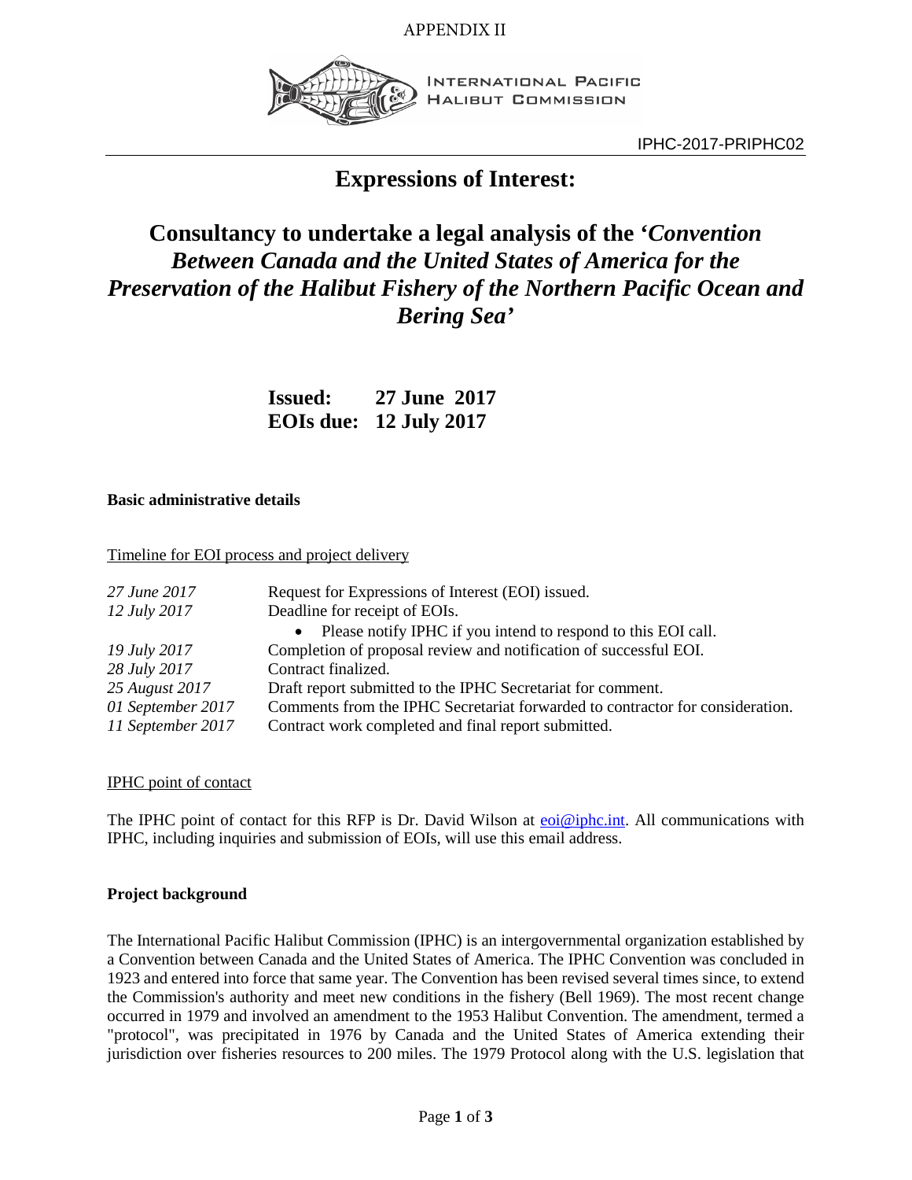APPENDIX II

INTERNATIONAL PACIFIC HALIBUT COMMISSION

IPHC-2017-PRIPHC02

# Expressions of Interest:

# Consultancy to undertake a legal analysis of the '*Convention Between Canada and the United States of America for the Preservation of the Halibut Fishery of the Northern Pacific Ocean and Bering Sea*'

**Issued: 27 June 2017**
**EOIs due: 12 July 2017**

**Basic administrative details**

Timeline for EOI process and project delivery

| | |
|---|---|
| *27 June 2017* | Request for Expressions of Interest (EOI) issued. |
| *12 July 2017* | Deadline for receipt of EOIs.<br>• Please notify IPHC if you intend to respond to this EOI call. |
| *19 July 2017* | Completion of proposal review and notification of successful EOI. |
| *28 July 2017* | Contract finalized. |
| *25 August 2017* | Draft report submitted to the IPHC Secretariat for comment. |
| *01 September 2017* | Comments from the IPHC Secretariat forwarded to contractor for consideration. |
| *11 September 2017* | Contract work completed and final report submitted. |

IPHC point of contact

The IPHC point of contact for this RFP is Dr. David Wilson at eoi@iphc.int. All communications with IPHC, including inquiries and submission of EOIs, will use this email address.

**Project background**

The International Pacific Halibut Commission (IPHC) is an intergovernmental organization established by a Convention between Canada and the United States of America. The IPHC Convention was concluded in 1923 and entered into force that same year. The Convention has been revised several times since, to extend the Commission's authority and meet new conditions in the fishery (Bell 1969). The most recent change occurred in 1979 and involved an amendment to the 1953 Halibut Convention. The amendment, termed a "protocol", was precipitated in 1976 by Canada and the United States of America extending their jurisdiction over fisheries resources to 200 miles. The 1979 Protocol along with the U.S. legislation that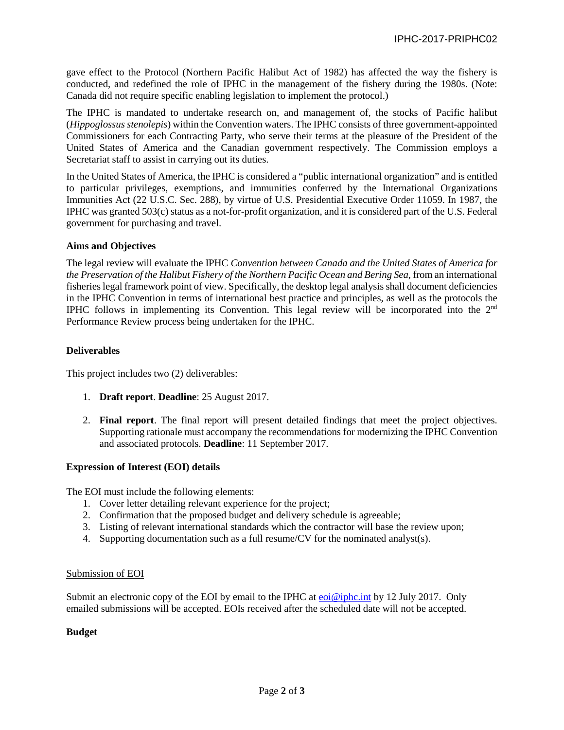gave effect to the Protocol (Northern Pacific Halibut Act of 1982) has affected the way the fishery is conducted, and redefined the role of IPHC in the management of the fishery during the 1980s. (Note: Canada did not require specific enabling legislation to implement the protocol.)

The IPHC is mandated to undertake research on, and management of, the stocks of Pacific halibut (*Hippoglossus stenolepis*) within the Convention waters. The IPHC consists of three government-appointed Commissioners for each Contracting Party, who serve their terms at the pleasure of the President of the United States of America and the Canadian government respectively. The Commission employs a Secretariat staff to assist in carrying out its duties.

In the United States of America, the IPHC is considered a "public international organization" and is entitled to particular privileges, exemptions, and immunities conferred by the International Organizations Immunities Act (22 U.S.C. Sec. 288), by virtue of U.S. Presidential Executive Order 11059. In 1987, the IPHC was granted 503(c) status as a not-for-profit organization, and it is considered part of the U.S. Federal government for purchasing and travel.

**Aims and Objectives**

The legal review will evaluate the IPHC *Convention between Canada and the United States of America for the Preservation of the Halibut Fishery of the Northern Pacific Ocean and Bering Sea*, from an international fisheries legal framework point of view. Specifically, the desktop legal analysis shall document deficiencies in the IPHC Convention in terms of international best practice and principles, as well as the protocols the IPHC follows in implementing its Convention. This legal review will be incorporated into the 2nd Performance Review process being undertaken for the IPHC.

**Deliverables**

This project includes two (2) deliverables:

1. **Draft report**. **Deadline**: 25 August 2017.
2. **Final report**. The final report will present detailed findings that meet the project objectives. Supporting rationale must accompany the recommendations for modernizing the IPHC Convention and associated protocols. **Deadline**: 11 September 2017.

**Expression of Interest (EOI) details**

The EOI must include the following elements:

1. Cover letter detailing relevant experience for the project;
2. Confirmation that the proposed budget and delivery schedule is agreeable;
3. Listing of relevant international standards which the contractor will base the review upon;
4. Supporting documentation such as a full resume/CV for the nominated analyst(s).

Submission of EOI

Submit an electronic copy of the EOI by email to the IPHC at eoi@iphc.int by 12 July 2017. Only emailed submissions will be accepted. EOIs received after the scheduled date will not be accepted.

**Budget**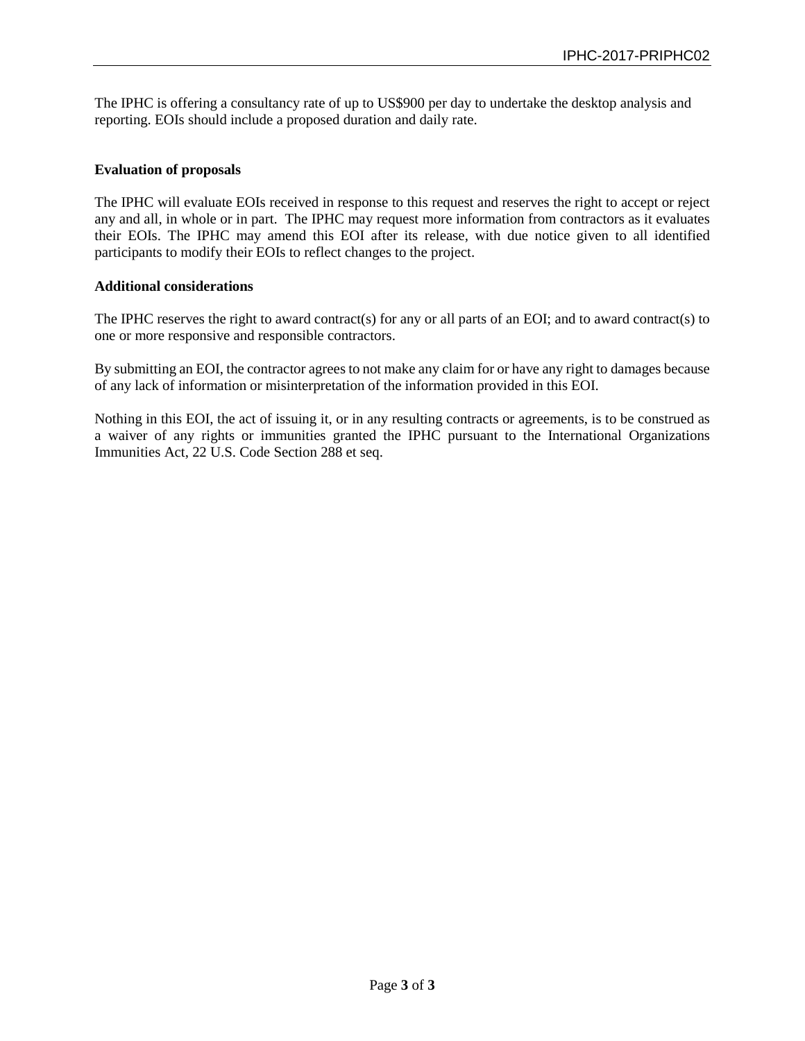The IPHC is offering a consultancy rate of up to US$900 per day to undertake the desktop analysis and reporting. EOIs should include a proposed duration and daily rate.

**Evaluation of proposals**

The IPHC will evaluate EOIs received in response to this request and reserves the right to accept or reject any and all, in whole or in part. The IPHC may request more information from contractors as it evaluates their EOIs. The IPHC may amend this EOI after its release, with due notice given to all identified participants to modify their EOIs to reflect changes to the project.

**Additional considerations**

The IPHC reserves the right to award contract(s) for any or all parts of an EOI; and to award contract(s) to one or more responsive and responsible contractors.

By submitting an EOI, the contractor agrees to not make any claim for or have any right to damages because of any lack of information or misinterpretation of the information provided in this EOI.

Nothing in this EOI, the act of issuing it, or in any resulting contracts or agreements, is to be construed as a waiver of any rights or immunities granted the IPHC pursuant to the International Organizations Immunities Act, 22 U.S. Code Section 288 et seq.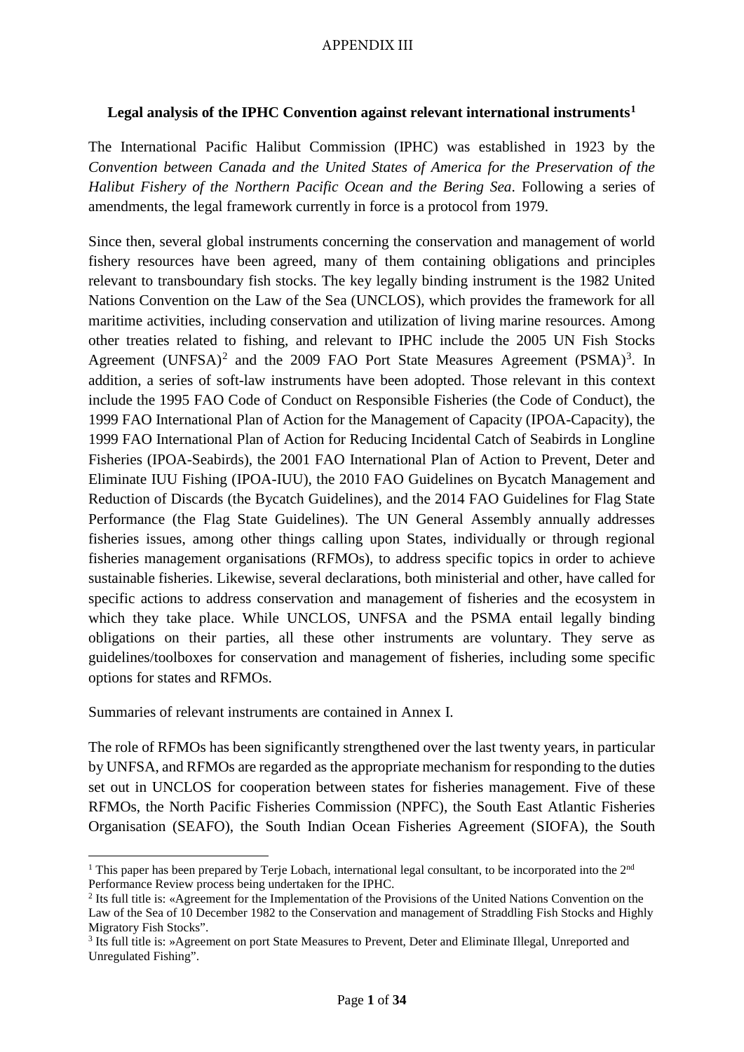APPENDIX III

## Legal analysis of the IPHC Convention against relevant international instruments[1]

The International Pacific Halibut Commission (IPHC) was established in 1923 by the *Convention between Canada and the United States of America for the Preservation of the Halibut Fishery of the Northern Pacific Ocean and the Bering Sea*. Following a series of amendments, the legal framework currently in force is a protocol from 1979.

Since then, several global instruments concerning the conservation and management of world fishery resources have been agreed, many of them containing obligations and principles relevant to transboundary fish stocks. The key legally binding instrument is the 1982 United Nations Convention on the Law of the Sea (UNCLOS), which provides the framework for all maritime activities, including conservation and utilization of living marine resources. Among other treaties related to fishing, and relevant to IPHC include the 2005 UN Fish Stocks Agreement (UNFSA)[2] and the 2009 FAO Port State Measures Agreement (PSMA)[3]. In addition, a series of soft-law instruments have been adopted. Those relevant in this context include the 1995 FAO Code of Conduct on Responsible Fisheries (the Code of Conduct), the 1999 FAO International Plan of Action for the Management of Capacity (IPOA-Capacity), the 1999 FAO International Plan of Action for Reducing Incidental Catch of Seabirds in Longline Fisheries (IPOA-Seabirds), the 2001 FAO International Plan of Action to Prevent, Deter and Eliminate IUU Fishing (IPOA-IUU), the 2010 FAO Guidelines on Bycatch Management and Reduction of Discards (the Bycatch Guidelines), and the 2014 FAO Guidelines for Flag State Performance (the Flag State Guidelines). The UN General Assembly annually addresses fisheries issues, among other things calling upon States, individually or through regional fisheries management organisations (RFMOs), to address specific topics in order to achieve sustainable fisheries. Likewise, several declarations, both ministerial and other, have called for specific actions to address conservation and management of fisheries and the ecosystem in which they take place. While UNCLOS, UNFSA and the PSMA entail legally binding obligations on their parties, all these other instruments are voluntary. They serve as guidelines/toolboxes for conservation and management of fisheries, including some specific options for states and RFMOs.

Summaries of relevant instruments are contained in Annex I.

The role of RFMOs has been significantly strengthened over the last twenty years, in particular by UNFSA, and RFMOs are regarded as the appropriate mechanism for responding to the duties set out in UNCLOS for cooperation between states for fisheries management. Five of these RFMOs, the North Pacific Fisheries Commission (NPFC), the South East Atlantic Fisheries Organisation (SEAFO), the South Indian Ocean Fisheries Agreement (SIOFA), the South

---

[1] This paper has been prepared by Terje Lobach, international legal consultant, to be incorporated into the 2nd Performance Review process being undertaken for the IPHC.

[2] Its full title is: «Agreement for the Implementation of the Provisions of the United Nations Convention on the Law of the Sea of 10 December 1982 to the Conservation and management of Straddling Fish Stocks and Highly Migratory Fish Stocks".

[3] Its full title is: »Agreement on port State Measures to Prevent, Deter and Eliminate Illegal, Unreported and Unregulated Fishing".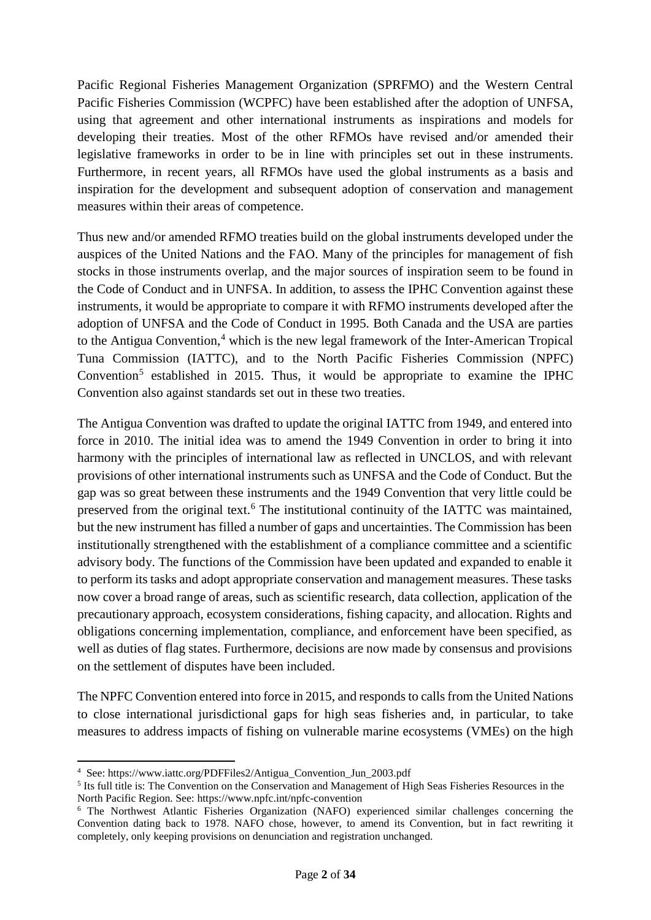Pacific Regional Fisheries Management Organization (SPRFMO) and the Western Central Pacific Fisheries Commission (WCPFC) have been established after the adoption of UNFSA, using that agreement and other international instruments as inspirations and models for developing their treaties. Most of the other RFMOs have revised and/or amended their legislative frameworks in order to be in line with principles set out in these instruments. Furthermore, in recent years, all RFMOs have used the global instruments as a basis and inspiration for the development and subsequent adoption of conservation and management measures within their areas of competence.

Thus new and/or amended RFMO treaties build on the global instruments developed under the auspices of the United Nations and the FAO. Many of the principles for management of fish stocks in those instruments overlap, and the major sources of inspiration seem to be found in the Code of Conduct and in UNFSA. In addition, to assess the IPHC Convention against these instruments, it would be appropriate to compare it with RFMO instruments developed after the adoption of UNFSA and the Code of Conduct in 1995. Both Canada and the USA are parties to the Antigua Convention,[4] which is the new legal framework of the Inter-American Tropical Tuna Commission (IATTC), and to the North Pacific Fisheries Commission (NPFC) Convention[5] established in 2015. Thus, it would be appropriate to examine the IPHC Convention also against standards set out in these two treaties.

The Antigua Convention was drafted to update the original IATTC from 1949, and entered into force in 2010. The initial idea was to amend the 1949 Convention in order to bring it into harmony with the principles of international law as reflected in UNCLOS, and with relevant provisions of other international instruments such as UNFSA and the Code of Conduct. But the gap was so great between these instruments and the 1949 Convention that very little could be preserved from the original text.[6] The institutional continuity of the IATTC was maintained, but the new instrument has filled a number of gaps and uncertainties. The Commission has been institutionally strengthened with the establishment of a compliance committee and a scientific advisory body. The functions of the Commission have been updated and expanded to enable it to perform its tasks and adopt appropriate conservation and management measures. These tasks now cover a broad range of areas, such as scientific research, data collection, application of the precautionary approach, ecosystem considerations, fishing capacity, and allocation. Rights and obligations concerning implementation, compliance, and enforcement have been specified, as well as duties of flag states. Furthermore, decisions are now made by consensus and provisions on the settlement of disputes have been included.

The NPFC Convention entered into force in 2015, and responds to calls from the United Nations to close international jurisdictional gaps for high seas fisheries and, in particular, to take measures to address impacts of fishing on vulnerable marine ecosystems (VMEs) on the high

---

[4] See: https://www.iattc.org/PDFFiles2/Antigua_Convention_Jun_2003.pdf

[5] Its full title is: The Convention on the Conservation and Management of High Seas Fisheries Resources in the North Pacific Region. See: https://www.npfc.int/npfc-convention

[6] The Northwest Atlantic Fisheries Organization (NAFO) experienced similar challenges concerning the Convention dating back to 1978. NAFO chose, however, to amend its Convention, but in fact rewriting it completely, only keeping provisions on denunciation and registration unchanged.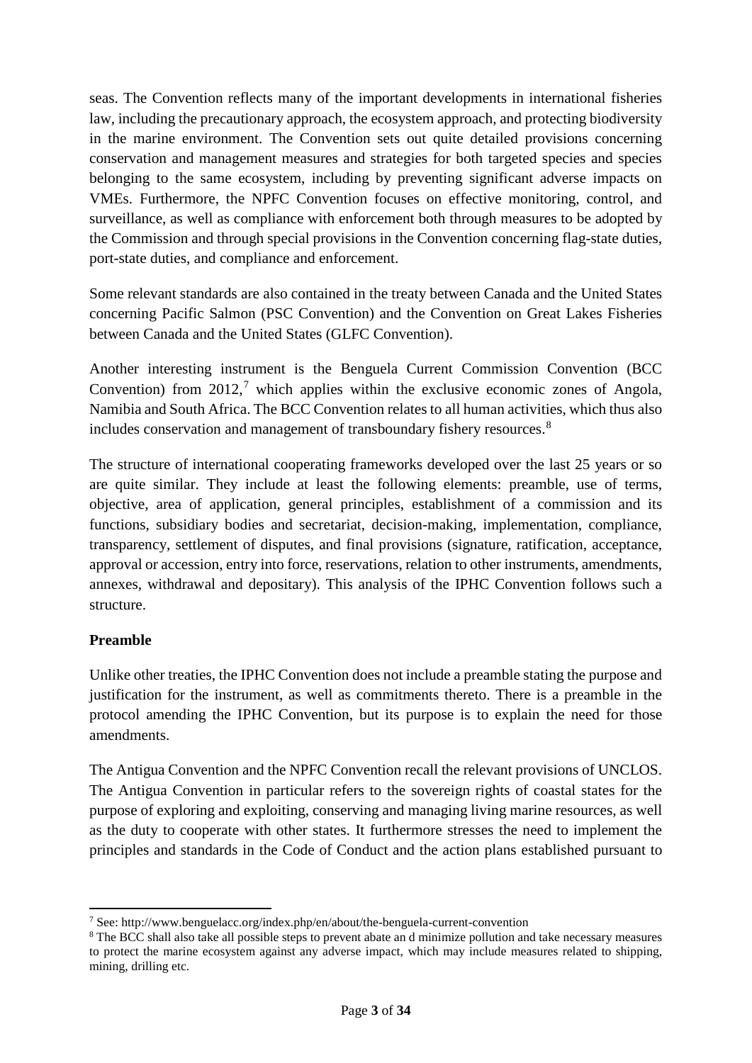seas. The Convention reflects many of the important developments in international fisheries law, including the precautionary approach, the ecosystem approach, and protecting biodiversity in the marine environment. The Convention sets out quite detailed provisions concerning conservation and management measures and strategies for both targeted species and species belonging to the same ecosystem, including by preventing significant adverse impacts on VMEs. Furthermore, the NPFC Convention focuses on effective monitoring, control, and surveillance, as well as compliance with enforcement both through measures to be adopted by the Commission and through special provisions in the Convention concerning flag-state duties, port-state duties, and compliance and enforcement.

Some relevant standards are also contained in the treaty between Canada and the United States concerning Pacific Salmon (PSC Convention) and the Convention on Great Lakes Fisheries between Canada and the United States (GLFC Convention).

Another interesting instrument is the Benguela Current Commission Convention (BCC Convention) from 2012,[7] which applies within the exclusive economic zones of Angola, Namibia and South Africa. The BCC Convention relates to all human activities, which thus also includes conservation and management of transboundary fishery resources.[8]

The structure of international cooperating frameworks developed over the last 25 years or so are quite similar. They include at least the following elements: preamble, use of terms, objective, area of application, general principles, establishment of a commission and its functions, subsidiary bodies and secretariat, decision-making, implementation, compliance, transparency, settlement of disputes, and final provisions (signature, ratification, acceptance, approval or accession, entry into force, reservations, relation to other instruments, amendments, annexes, withdrawal and depositary). This analysis of the IPHC Convention follows such a structure.

**Preamble**

Unlike other treaties, the IPHC Convention does not include a preamble stating the purpose and justification for the instrument, as well as commitments thereto. There is a preamble in the protocol amending the IPHC Convention, but its purpose is to explain the need for those amendments.

The Antigua Convention and the NPFC Convention recall the relevant provisions of UNCLOS. The Antigua Convention in particular refers to the sovereign rights of coastal states for the purpose of exploring and exploiting, conserving and managing living marine resources, as well as the duty to cooperate with other states. It furthermore stresses the need to implement the principles and standards in the Code of Conduct and the action plans established pursuant to

[7] See: http://www.benguelacc.org/index.php/en/about/the-benguela-current-convention

[8] The BCC shall also take all possible steps to prevent abate an d minimize pollution and take necessary measures to protect the marine ecosystem against any adverse impact, which may include measures related to shipping, mining, drilling etc.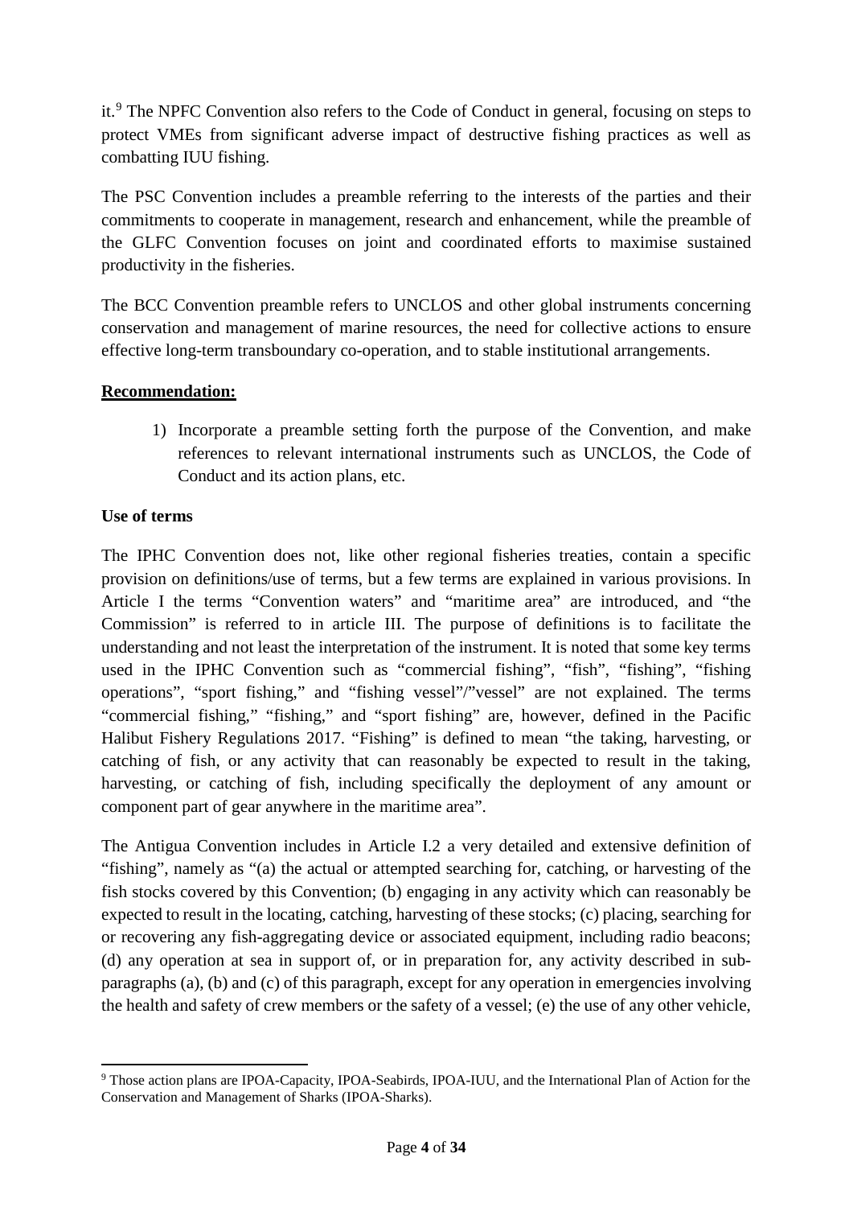it.[9] The NPFC Convention also refers to the Code of Conduct in general, focusing on steps to protect VMEs from significant adverse impact of destructive fishing practices as well as combatting IUU fishing.

The PSC Convention includes a preamble referring to the interests of the parties and their commitments to cooperate in management, research and enhancement, while the preamble of the GLFC Convention focuses on joint and coordinated efforts to maximise sustained productivity in the fisheries.

The BCC Convention preamble refers to UNCLOS and other global instruments concerning conservation and management of marine resources, the need for collective actions to ensure effective long-term transboundary co-operation, and to stable institutional arrangements.

**Recommendation:**

1) Incorporate a preamble setting forth the purpose of the Convention, and make references to relevant international instruments such as UNCLOS, the Code of Conduct and its action plans, etc.

**Use of terms**

The IPHC Convention does not, like other regional fisheries treaties, contain a specific provision on definitions/use of terms, but a few terms are explained in various provisions. In Article I the terms "Convention waters" and "maritime area" are introduced, and "the Commission" is referred to in article III. The purpose of definitions is to facilitate the understanding and not least the interpretation of the instrument. It is noted that some key terms used in the IPHC Convention such as "commercial fishing", "fish", "fishing", "fishing operations", "sport fishing," and "fishing vessel"/"vessel" are not explained. The terms "commercial fishing," "fishing," and "sport fishing" are, however, defined in the Pacific Halibut Fishery Regulations 2017. "Fishing" is defined to mean "the taking, harvesting, or catching of fish, or any activity that can reasonably be expected to result in the taking, harvesting, or catching of fish, including specifically the deployment of any amount or component part of gear anywhere in the maritime area".

The Antigua Convention includes in Article I.2 a very detailed and extensive definition of "fishing", namely as "(a) the actual or attempted searching for, catching, or harvesting of the fish stocks covered by this Convention; (b) engaging in any activity which can reasonably be expected to result in the locating, catching, harvesting of these stocks; (c) placing, searching for or recovering any fish-aggregating device or associated equipment, including radio beacons; (d) any operation at sea in support of, or in preparation for, any activity described in sub-paragraphs (a), (b) and (c) of this paragraph, except for any operation in emergencies involving the health and safety of crew members or the safety of a vessel; (e) the use of any other vehicle,

[9] Those action plans are IPOA-Capacity, IPOA-Seabirds, IPOA-IUU, and the International Plan of Action for the Conservation and Management of Sharks (IPOA-Sharks).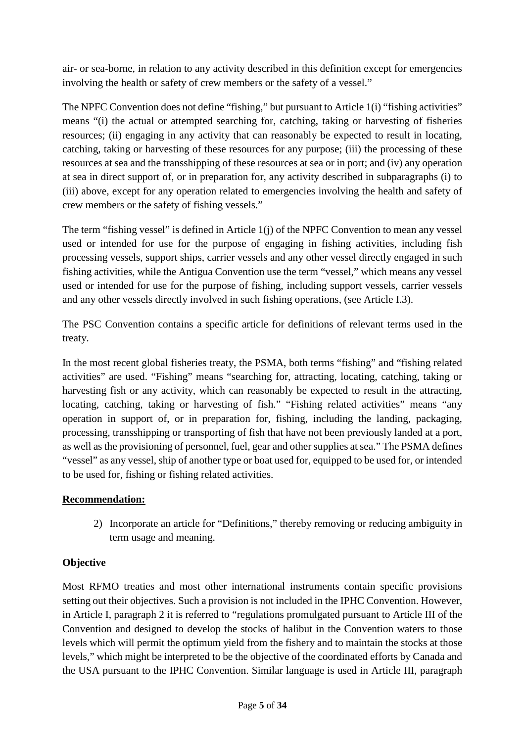air- or sea-borne, in relation to any activity described in this definition except for emergencies involving the health or safety of crew members or the safety of a vessel."

The NPFC Convention does not define "fishing," but pursuant to Article 1(i) "fishing activities" means "(i) the actual or attempted searching for, catching, taking or harvesting of fisheries resources; (ii) engaging in any activity that can reasonably be expected to result in locating, catching, taking or harvesting of these resources for any purpose; (iii) the processing of these resources at sea and the transshipping of these resources at sea or in port; and (iv) any operation at sea in direct support of, or in preparation for, any activity described in subparagraphs (i) to (iii) above, except for any operation related to emergencies involving the health and safety of crew members or the safety of fishing vessels."

The term "fishing vessel" is defined in Article 1(j) of the NPFC Convention to mean any vessel used or intended for use for the purpose of engaging in fishing activities, including fish processing vessels, support ships, carrier vessels and any other vessel directly engaged in such fishing activities, while the Antigua Convention use the term "vessel," which means any vessel used or intended for use for the purpose of fishing, including support vessels, carrier vessels and any other vessels directly involved in such fishing operations, (see Article I.3).

The PSC Convention contains a specific article for definitions of relevant terms used in the treaty.

In the most recent global fisheries treaty, the PSMA, both terms "fishing" and "fishing related activities" are used. "Fishing" means "searching for, attracting, locating, catching, taking or harvesting fish or any activity, which can reasonably be expected to result in the attracting, locating, catching, taking or harvesting of fish." "Fishing related activities" means "any operation in support of, or in preparation for, fishing, including the landing, packaging, processing, transshipping or transporting of fish that have not been previously landed at a port, as well as the provisioning of personnel, fuel, gear and other supplies at sea." The PSMA defines "vessel" as any vessel, ship of another type or boat used for, equipped to be used for, or intended to be used for, fishing or fishing related activities.

**Recommendation:**

2) Incorporate an article for "Definitions," thereby removing or reducing ambiguity in term usage and meaning.

**Objective**

Most RFMO treaties and most other international instruments contain specific provisions setting out their objectives. Such a provision is not included in the IPHC Convention. However, in Article I, paragraph 2 it is referred to "regulations promulgated pursuant to Article III of the Convention and designed to develop the stocks of halibut in the Convention waters to those levels which will permit the optimum yield from the fishery and to maintain the stocks at those levels," which might be interpreted to be the objective of the coordinated efforts by Canada and the USA pursuant to the IPHC Convention. Similar language is used in Article III, paragraph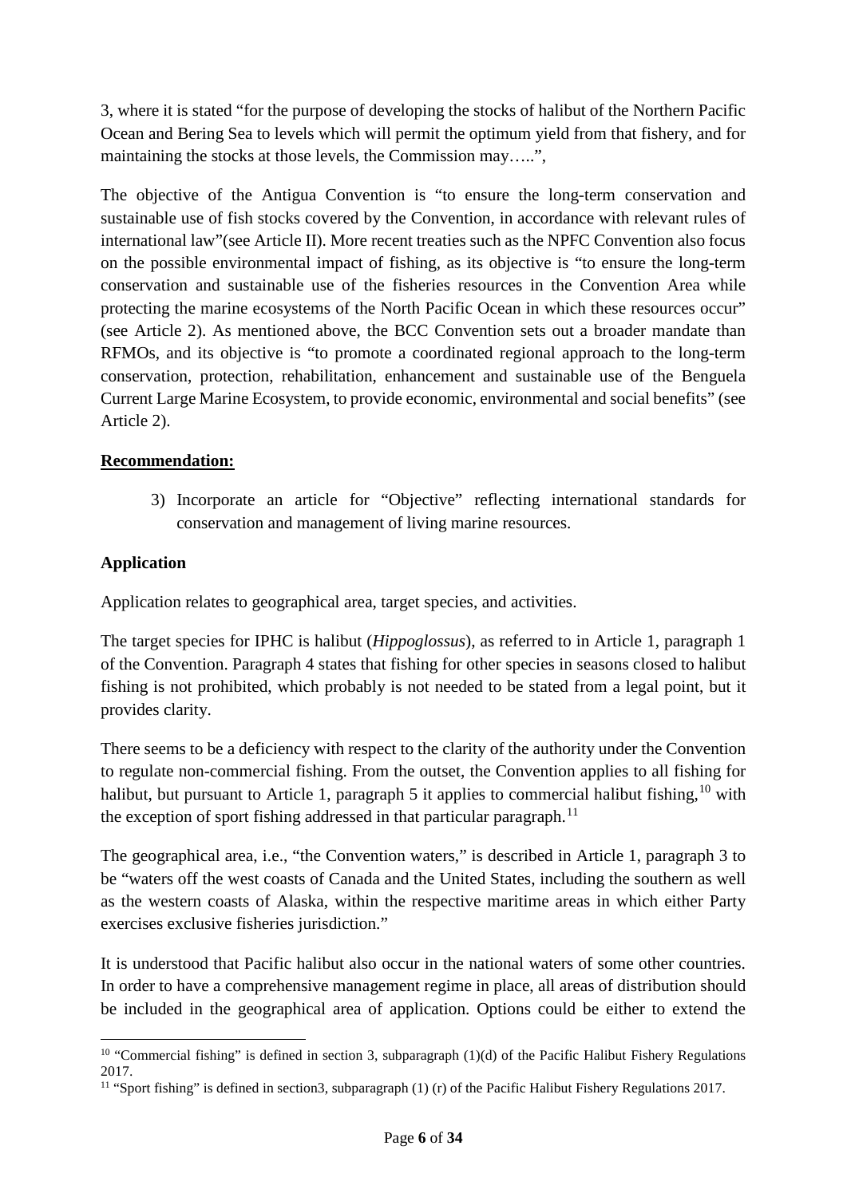3, where it is stated "for the purpose of developing the stocks of halibut of the Northern Pacific Ocean and Bering Sea to levels which will permit the optimum yield from that fishery, and for maintaining the stocks at those levels, the Commission may…..",

The objective of the Antigua Convention is "to ensure the long-term conservation and sustainable use of fish stocks covered by the Convention, in accordance with relevant rules of international law"(see Article II). More recent treaties such as the NPFC Convention also focus on the possible environmental impact of fishing, as its objective is "to ensure the long-term conservation and sustainable use of the fisheries resources in the Convention Area while protecting the marine ecosystems of the North Pacific Ocean in which these resources occur" (see Article 2). As mentioned above, the BCC Convention sets out a broader mandate than RFMOs, and its objective is "to promote a coordinated regional approach to the long-term conservation, protection, rehabilitation, enhancement and sustainable use of the Benguela Current Large Marine Ecosystem, to provide economic, environmental and social benefits" (see Article 2).

**Recommendation:**

3) Incorporate an article for "Objective" reflecting international standards for conservation and management of living marine resources.

### Application

Application relates to geographical area, target species, and activities.

The target species for IPHC is halibut (*Hippoglossus*), as referred to in Article 1, paragraph 1 of the Convention. Paragraph 4 states that fishing for other species in seasons closed to halibut fishing is not prohibited, which probably is not needed to be stated from a legal point, but it provides clarity.

There seems to be a deficiency with respect to the clarity of the authority under the Convention to regulate non-commercial fishing. From the outset, the Convention applies to all fishing for halibut, but pursuant to Article 1, paragraph 5 it applies to commercial halibut fishing,[10] with the exception of sport fishing addressed in that particular paragraph.[11]

The geographical area, i.e., "the Convention waters," is described in Article 1, paragraph 3 to be "waters off the west coasts of Canada and the United States, including the southern as well as the western coasts of Alaska, within the respective maritime areas in which either Party exercises exclusive fisheries jurisdiction."

It is understood that Pacific halibut also occur in the national waters of some other countries. In order to have a comprehensive management regime in place, all areas of distribution should be included in the geographical area of application. Options could be either to extend the

[10] "Commercial fishing" is defined in section 3, subparagraph (1)(d) of the Pacific Halibut Fishery Regulations 2017.

[11] "Sport fishing" is defined in section3, subparagraph (1) (r) of the Pacific Halibut Fishery Regulations 2017.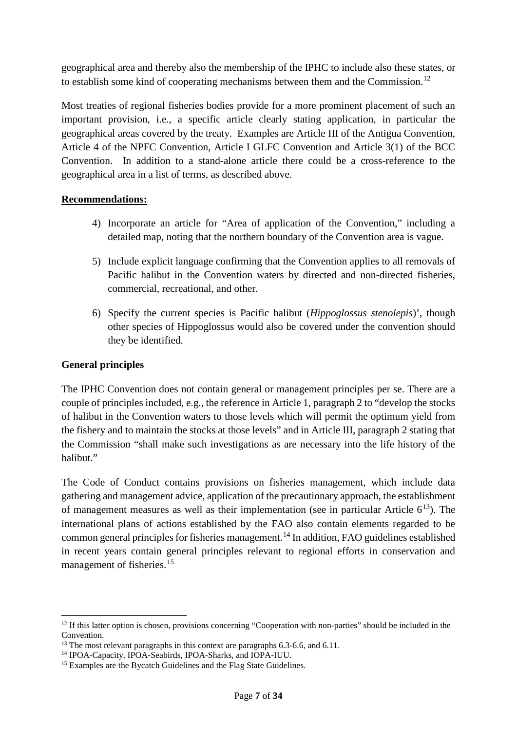geographical area and thereby also the membership of the IPHC to include also these states, or to establish some kind of cooperating mechanisms between them and the Commission.[12]

Most treaties of regional fisheries bodies provide for a more prominent placement of such an important provision, i.e., a specific article clearly stating application, in particular the geographical areas covered by the treaty. Examples are Article III of the Antigua Convention, Article 4 of the NPFC Convention, Article I GLFC Convention and Article 3(1) of the BCC Convention. In addition to a stand-alone article there could be a cross-reference to the geographical area in a list of terms, as described above.

**Recommendations:**

4) Incorporate an article for "Area of application of the Convention," including a detailed map, noting that the northern boundary of the Convention area is vague.
5) Include explicit language confirming that the Convention applies to all removals of Pacific halibut in the Convention waters by directed and non-directed fisheries, commercial, recreational, and other.
6) Specify the current species is Pacific halibut (*Hippoglossus stenolepis*)', though other species of Hippoglossus would also be covered under the convention should they be identified.

**General principles**

The IPHC Convention does not contain general or management principles per se. There are a couple of principles included, e.g., the reference in Article 1, paragraph 2 to "develop the stocks of halibut in the Convention waters to those levels which will permit the optimum yield from the fishery and to maintain the stocks at those levels" and in Article III, paragraph 2 stating that the Commission "shall make such investigations as are necessary into the life history of the halibut."

The Code of Conduct contains provisions on fisheries management, which include data gathering and management advice, application of the precautionary approach, the establishment of management measures as well as their implementation (see in particular Article 6[13]). The international plans of actions established by the FAO also contain elements regarded to be common general principles for fisheries management.[14] In addition, FAO guidelines established in recent years contain general principles relevant to regional efforts in conservation and management of fisheries.[15]

---

[12] If this latter option is chosen, provisions concerning "Cooperation with non-parties" should be included in the Convention.

[13] The most relevant paragraphs in this context are paragraphs 6.3-6.6, and 6.11.

[14] IPOA-Capacity, IPOA-Seabirds, IPOA-Sharks, and IOPA-IUU.

[15] Examples are the Bycatch Guidelines and the Flag State Guidelines.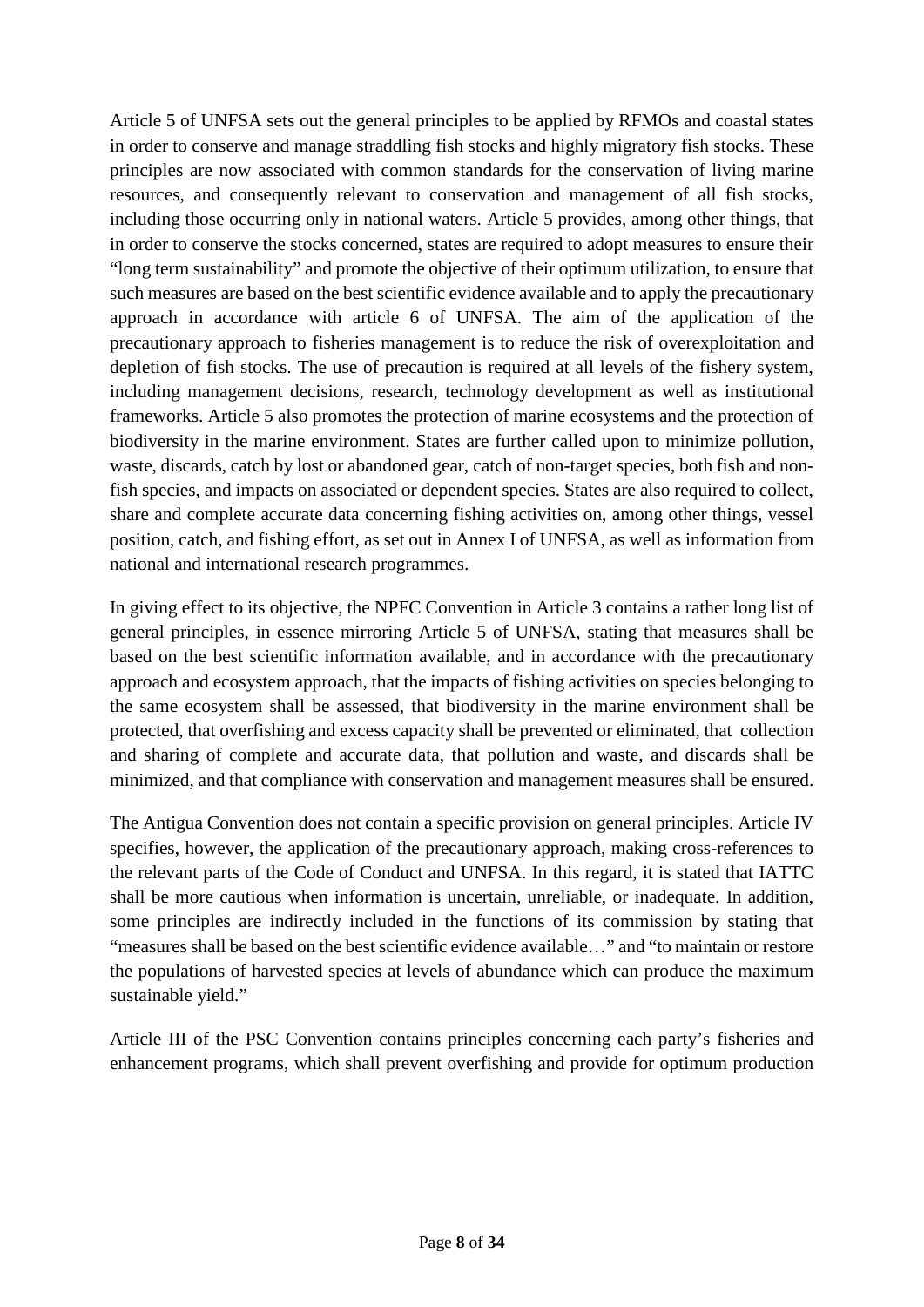Article 5 of UNFSA sets out the general principles to be applied by RFMOs and coastal states in order to conserve and manage straddling fish stocks and highly migratory fish stocks. These principles are now associated with common standards for the conservation of living marine resources, and consequently relevant to conservation and management of all fish stocks, including those occurring only in national waters. Article 5 provides, among other things, that in order to conserve the stocks concerned, states are required to adopt measures to ensure their "long term sustainability" and promote the objective of their optimum utilization, to ensure that such measures are based on the best scientific evidence available and to apply the precautionary approach in accordance with article 6 of UNFSA. The aim of the application of the precautionary approach to fisheries management is to reduce the risk of overexploitation and depletion of fish stocks. The use of precaution is required at all levels of the fishery system, including management decisions, research, technology development as well as institutional frameworks. Article 5 also promotes the protection of marine ecosystems and the protection of biodiversity in the marine environment. States are further called upon to minimize pollution, waste, discards, catch by lost or abandoned gear, catch of non-target species, both fish and non-fish species, and impacts on associated or dependent species. States are also required to collect, share and complete accurate data concerning fishing activities on, among other things, vessel position, catch, and fishing effort, as set out in Annex I of UNFSA, as well as information from national and international research programmes.

In giving effect to its objective, the NPFC Convention in Article 3 contains a rather long list of general principles, in essence mirroring Article 5 of UNFSA, stating that measures shall be based on the best scientific information available, and in accordance with the precautionary approach and ecosystem approach, that the impacts of fishing activities on species belonging to the same ecosystem shall be assessed, that biodiversity in the marine environment shall be protected, that overfishing and excess capacity shall be prevented or eliminated, that collection and sharing of complete and accurate data, that pollution and waste, and discards shall be minimized, and that compliance with conservation and management measures shall be ensured.

The Antigua Convention does not contain a specific provision on general principles. Article IV specifies, however, the application of the precautionary approach, making cross-references to the relevant parts of the Code of Conduct and UNFSA. In this regard, it is stated that IATTC shall be more cautious when information is uncertain, unreliable, or inadequate. In addition, some principles are indirectly included in the functions of its commission by stating that "measures shall be based on the best scientific evidence available…" and "to maintain or restore the populations of harvested species at levels of abundance which can produce the maximum sustainable yield."

Article III of the PSC Convention contains principles concerning each party's fisheries and enhancement programs, which shall prevent overfishing and provide for optimum production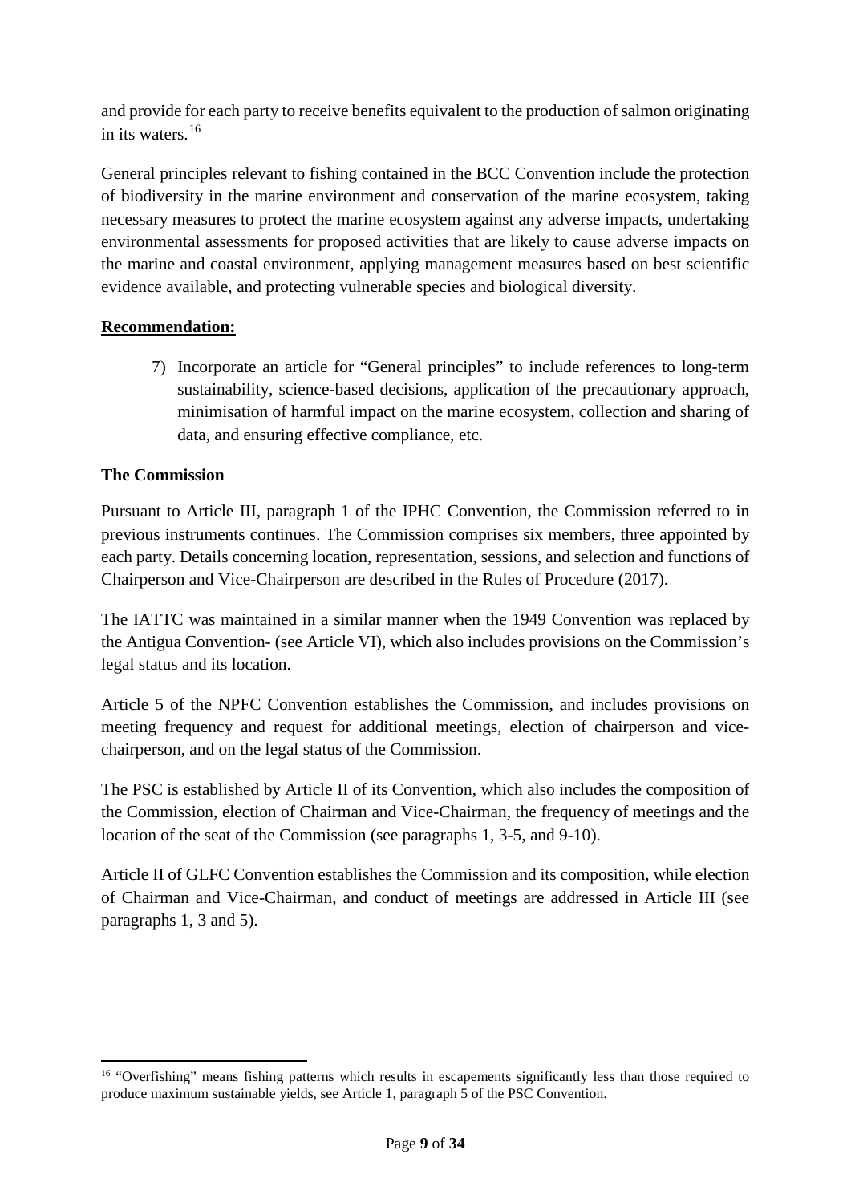and provide for each party to receive benefits equivalent to the production of salmon originating in its waters.[16]

General principles relevant to fishing contained in the BCC Convention include the protection of biodiversity in the marine environment and conservation of the marine ecosystem, taking necessary measures to protect the marine ecosystem against any adverse impacts, undertaking environmental assessments for proposed activities that are likely to cause adverse impacts on the marine and coastal environment, applying management measures based on best scientific evidence available, and protecting vulnerable species and biological diversity.

**Recommendation:**

7) Incorporate an article for "General principles" to include references to long-term sustainability, science-based decisions, application of the precautionary approach, minimisation of harmful impact on the marine ecosystem, collection and sharing of data, and ensuring effective compliance, etc.

**The Commission**

Pursuant to Article III, paragraph 1 of the IPHC Convention, the Commission referred to in previous instruments continues. The Commission comprises six members, three appointed by each party. Details concerning location, representation, sessions, and selection and functions of Chairperson and Vice-Chairperson are described in the Rules of Procedure (2017).

The IATTC was maintained in a similar manner when the 1949 Convention was replaced by the Antigua Convention- (see Article VI), which also includes provisions on the Commission's legal status and its location.

Article 5 of the NPFC Convention establishes the Commission, and includes provisions on meeting frequency and request for additional meetings, election of chairperson and vice-chairperson, and on the legal status of the Commission.

The PSC is established by Article II of its Convention, which also includes the composition of the Commission, election of Chairman and Vice-Chairman, the frequency of meetings and the location of the seat of the Commission (see paragraphs 1, 3-5, and 9-10).

Article II of GLFC Convention establishes the Commission and its composition, while election of Chairman and Vice-Chairman, and conduct of meetings are addressed in Article III (see paragraphs 1, 3 and 5).

[16] "Overfishing" means fishing patterns which results in escapements significantly less than those required to produce maximum sustainable yields, see Article 1, paragraph 5 of the PSC Convention.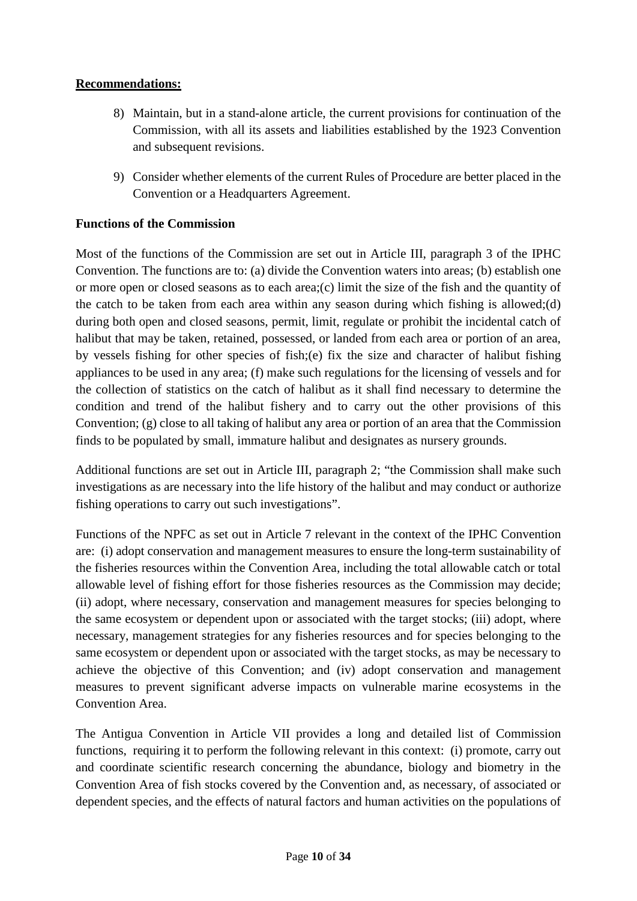**Recommendations:**

8) Maintain, but in a stand-alone article, the current provisions for continuation of the Commission, with all its assets and liabilities established by the 1923 Convention and subsequent revisions.

9) Consider whether elements of the current Rules of Procedure are better placed in the Convention or a Headquarters Agreement.

**Functions of the Commission**

Most of the functions of the Commission are set out in Article III, paragraph 3 of the IPHC Convention. The functions are to: (a) divide the Convention waters into areas; (b) establish one or more open or closed seasons as to each area;(c) limit the size of the fish and the quantity of the catch to be taken from each area within any season during which fishing is allowed;(d) during both open and closed seasons, permit, limit, regulate or prohibit the incidental catch of halibut that may be taken, retained, possessed, or landed from each area or portion of an area, by vessels fishing for other species of fish;(e) fix the size and character of halibut fishing appliances to be used in any area; (f) make such regulations for the licensing of vessels and for the collection of statistics on the catch of halibut as it shall find necessary to determine the condition and trend of the halibut fishery and to carry out the other provisions of this Convention; (g) close to all taking of halibut any area or portion of an area that the Commission finds to be populated by small, immature halibut and designates as nursery grounds.

Additional functions are set out in Article III, paragraph 2; "the Commission shall make such investigations as are necessary into the life history of the halibut and may conduct or authorize fishing operations to carry out such investigations".

Functions of the NPFC as set out in Article 7 relevant in the context of the IPHC Convention are: (i) adopt conservation and management measures to ensure the long-term sustainability of the fisheries resources within the Convention Area, including the total allowable catch or total allowable level of fishing effort for those fisheries resources as the Commission may decide; (ii) adopt, where necessary, conservation and management measures for species belonging to the same ecosystem or dependent upon or associated with the target stocks; (iii) adopt, where necessary, management strategies for any fisheries resources and for species belonging to the same ecosystem or dependent upon or associated with the target stocks, as may be necessary to achieve the objective of this Convention; and (iv) adopt conservation and management measures to prevent significant adverse impacts on vulnerable marine ecosystems in the Convention Area.

The Antigua Convention in Article VII provides a long and detailed list of Commission functions, requiring it to perform the following relevant in this context: (i) promote, carry out and coordinate scientific research concerning the abundance, biology and biometry in the Convention Area of fish stocks covered by the Convention and, as necessary, of associated or dependent species, and the effects of natural factors and human activities on the populations of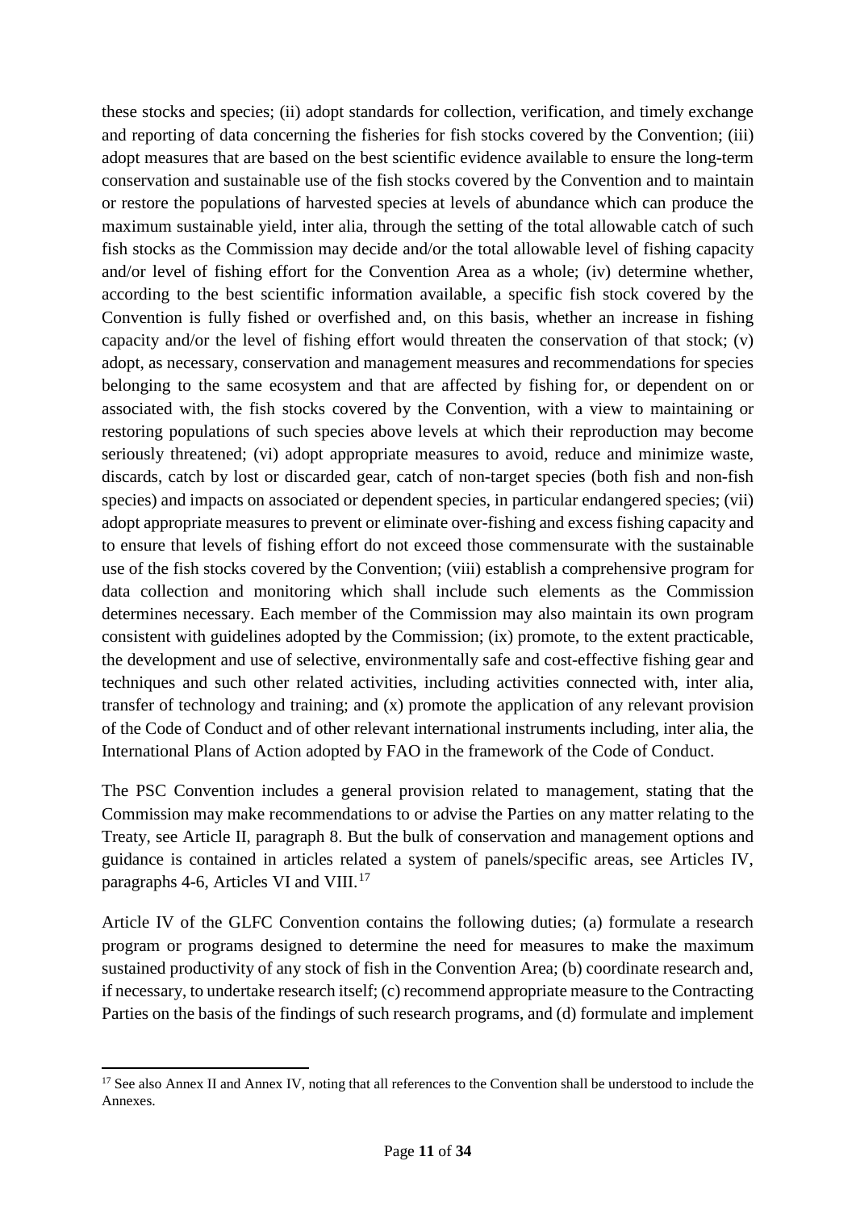these stocks and species; (ii) adopt standards for collection, verification, and timely exchange and reporting of data concerning the fisheries for fish stocks covered by the Convention; (iii) adopt measures that are based on the best scientific evidence available to ensure the long-term conservation and sustainable use of the fish stocks covered by the Convention and to maintain or restore the populations of harvested species at levels of abundance which can produce the maximum sustainable yield, inter alia, through the setting of the total allowable catch of such fish stocks as the Commission may decide and/or the total allowable level of fishing capacity and/or level of fishing effort for the Convention Area as a whole; (iv) determine whether, according to the best scientific information available, a specific fish stock covered by the Convention is fully fished or overfished and, on this basis, whether an increase in fishing capacity and/or the level of fishing effort would threaten the conservation of that stock; (v) adopt, as necessary, conservation and management measures and recommendations for species belonging to the same ecosystem and that are affected by fishing for, or dependent on or associated with, the fish stocks covered by the Convention, with a view to maintaining or restoring populations of such species above levels at which their reproduction may become seriously threatened; (vi) adopt appropriate measures to avoid, reduce and minimize waste, discards, catch by lost or discarded gear, catch of non-target species (both fish and non-fish species) and impacts on associated or dependent species, in particular endangered species; (vii) adopt appropriate measures to prevent or eliminate over-fishing and excess fishing capacity and to ensure that levels of fishing effort do not exceed those commensurate with the sustainable use of the fish stocks covered by the Convention; (viii) establish a comprehensive program for data collection and monitoring which shall include such elements as the Commission determines necessary. Each member of the Commission may also maintain its own program consistent with guidelines adopted by the Commission; (ix) promote, to the extent practicable, the development and use of selective, environmentally safe and cost-effective fishing gear and techniques and such other related activities, including activities connected with, inter alia, transfer of technology and training; and (x) promote the application of any relevant provision of the Code of Conduct and of other relevant international instruments including, inter alia, the International Plans of Action adopted by FAO in the framework of the Code of Conduct.

The PSC Convention includes a general provision related to management, stating that the Commission may make recommendations to or advise the Parties on any matter relating to the Treaty, see Article II, paragraph 8. But the bulk of conservation and management options and guidance is contained in articles related a system of panels/specific areas, see Articles IV, paragraphs 4-6, Articles VI and VIII.[17]

Article IV of the GLFC Convention contains the following duties; (a) formulate a research program or programs designed to determine the need for measures to make the maximum sustained productivity of any stock of fish in the Convention Area; (b) coordinate research and, if necessary, to undertake research itself; (c) recommend appropriate measure to the Contracting Parties on the basis of the findings of such research programs, and (d) formulate and implement

[17] See also Annex II and Annex IV, noting that all references to the Convention shall be understood to include the Annexes.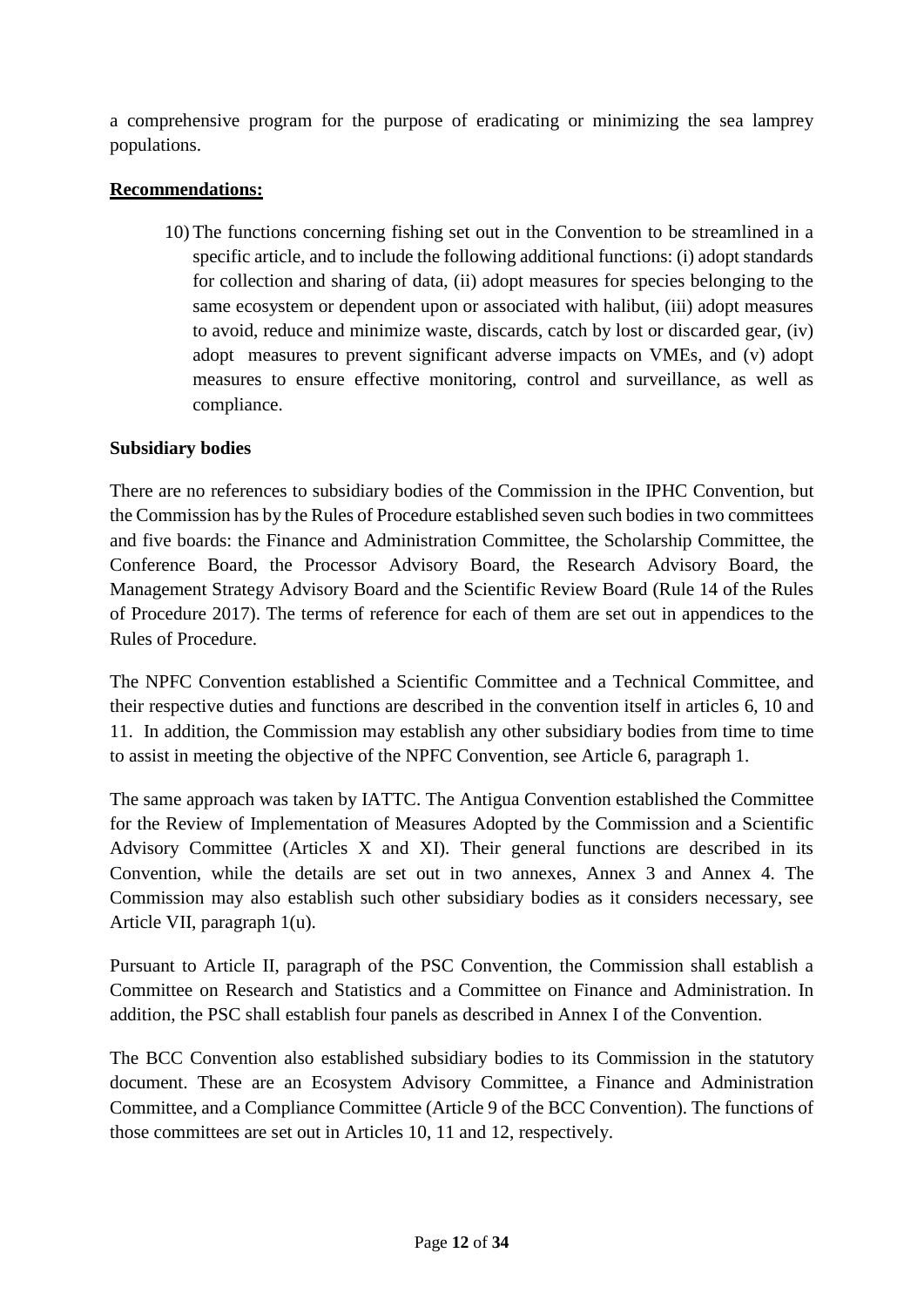a comprehensive program for the purpose of eradicating or minimizing the sea lamprey populations.

**Recommendations:**

10) The functions concerning fishing set out in the Convention to be streamlined in a specific article, and to include the following additional functions: (i) adopt standards for collection and sharing of data, (ii) adopt measures for species belonging to the same ecosystem or dependent upon or associated with halibut, (iii) adopt measures to avoid, reduce and minimize waste, discards, catch by lost or discarded gear, (iv) adopt measures to prevent significant adverse impacts on VMEs, and (v) adopt measures to ensure effective monitoring, control and surveillance, as well as compliance.

**Subsidiary bodies**

There are no references to subsidiary bodies of the Commission in the IPHC Convention, but the Commission has by the Rules of Procedure established seven such bodies in two committees and five boards: the Finance and Administration Committee, the Scholarship Committee, the Conference Board, the Processor Advisory Board, the Research Advisory Board, the Management Strategy Advisory Board and the Scientific Review Board (Rule 14 of the Rules of Procedure 2017). The terms of reference for each of them are set out in appendices to the Rules of Procedure.

The NPFC Convention established a Scientific Committee and a Technical Committee, and their respective duties and functions are described in the convention itself in articles 6, 10 and 11. In addition, the Commission may establish any other subsidiary bodies from time to time to assist in meeting the objective of the NPFC Convention, see Article 6, paragraph 1.

The same approach was taken by IATTC. The Antigua Convention established the Committee for the Review of Implementation of Measures Adopted by the Commission and a Scientific Advisory Committee (Articles X and XI). Their general functions are described in its Convention, while the details are set out in two annexes, Annex 3 and Annex 4. The Commission may also establish such other subsidiary bodies as it considers necessary, see Article VII, paragraph 1(u).

Pursuant to Article II, paragraph of the PSC Convention, the Commission shall establish a Committee on Research and Statistics and a Committee on Finance and Administration. In addition, the PSC shall establish four panels as described in Annex I of the Convention.

The BCC Convention also established subsidiary bodies to its Commission in the statutory document. These are an Ecosystem Advisory Committee, a Finance and Administration Committee, and a Compliance Committee (Article 9 of the BCC Convention). The functions of those committees are set out in Articles 10, 11 and 12, respectively.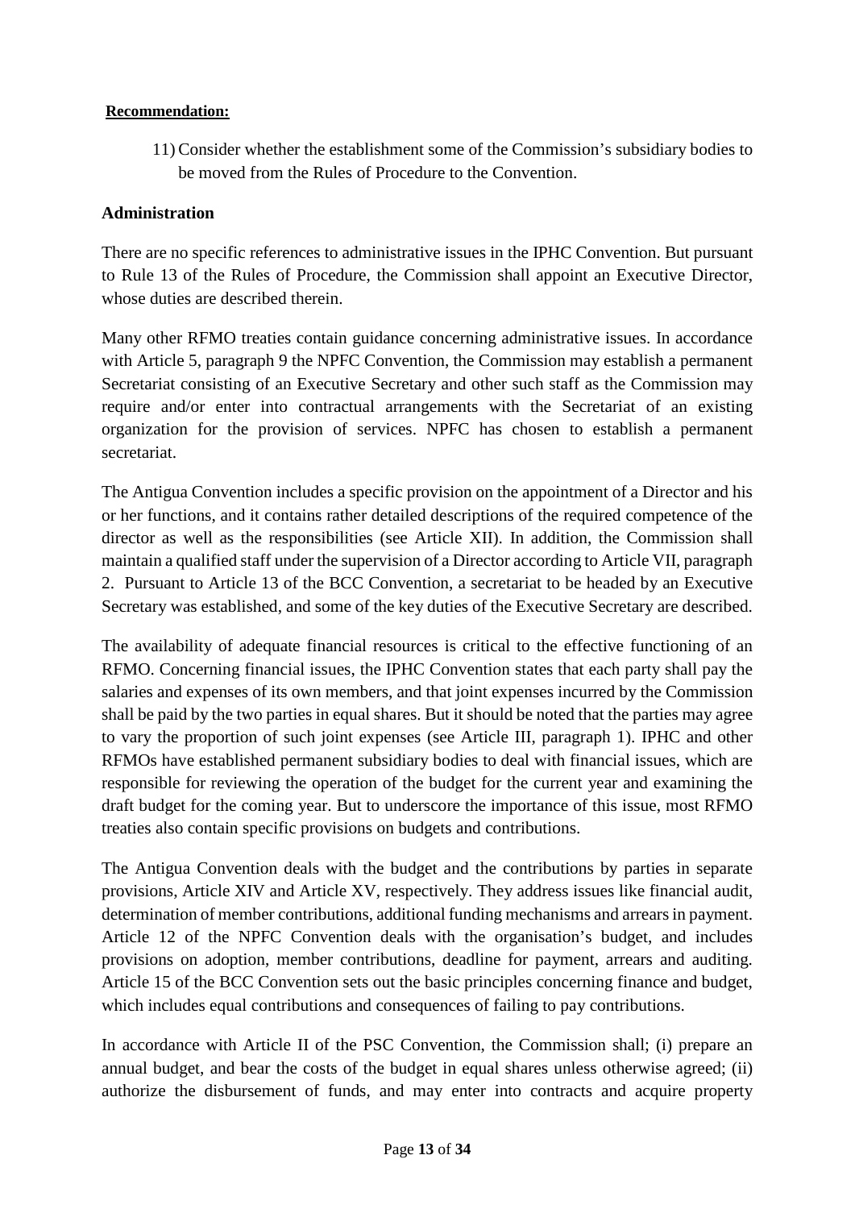**Recommendation:**

11) Consider whether the establishment some of the Commission's subsidiary bodies to be moved from the Rules of Procedure to the Convention.

**Administration**

There are no specific references to administrative issues in the IPHC Convention. But pursuant to Rule 13 of the Rules of Procedure, the Commission shall appoint an Executive Director, whose duties are described therein.

Many other RFMO treaties contain guidance concerning administrative issues. In accordance with Article 5, paragraph 9 the NPFC Convention, the Commission may establish a permanent Secretariat consisting of an Executive Secretary and other such staff as the Commission may require and/or enter into contractual arrangements with the Secretariat of an existing organization for the provision of services. NPFC has chosen to establish a permanent secretariat.

The Antigua Convention includes a specific provision on the appointment of a Director and his or her functions, and it contains rather detailed descriptions of the required competence of the director as well as the responsibilities (see Article XII). In addition, the Commission shall maintain a qualified staff under the supervision of a Director according to Article VII, paragraph 2. Pursuant to Article 13 of the BCC Convention, a secretariat to be headed by an Executive Secretary was established, and some of the key duties of the Executive Secretary are described.

The availability of adequate financial resources is critical to the effective functioning of an RFMO. Concerning financial issues, the IPHC Convention states that each party shall pay the salaries and expenses of its own members, and that joint expenses incurred by the Commission shall be paid by the two parties in equal shares. But it should be noted that the parties may agree to vary the proportion of such joint expenses (see Article III, paragraph 1). IPHC and other RFMOs have established permanent subsidiary bodies to deal with financial issues, which are responsible for reviewing the operation of the budget for the current year and examining the draft budget for the coming year. But to underscore the importance of this issue, most RFMO treaties also contain specific provisions on budgets and contributions.

The Antigua Convention deals with the budget and the contributions by parties in separate provisions, Article XIV and Article XV, respectively. They address issues like financial audit, determination of member contributions, additional funding mechanisms and arrears in payment. Article 12 of the NPFC Convention deals with the organisation's budget, and includes provisions on adoption, member contributions, deadline for payment, arrears and auditing. Article 15 of the BCC Convention sets out the basic principles concerning finance and budget, which includes equal contributions and consequences of failing to pay contributions.

In accordance with Article II of the PSC Convention, the Commission shall; (i) prepare an annual budget, and bear the costs of the budget in equal shares unless otherwise agreed; (ii) authorize the disbursement of funds, and may enter into contracts and acquire property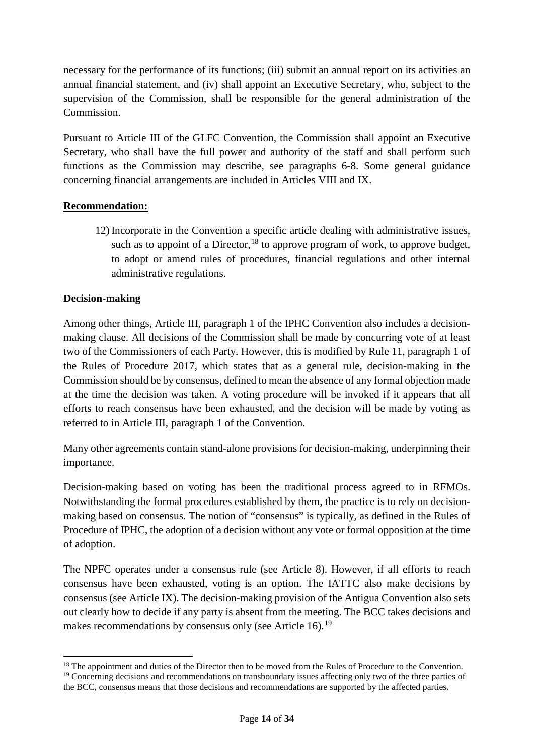necessary for the performance of its functions; (iii) submit an annual report on its activities an annual financial statement, and (iv) shall appoint an Executive Secretary, who, subject to the supervision of the Commission, shall be responsible for the general administration of the Commission.

Pursuant to Article III of the GLFC Convention, the Commission shall appoint an Executive Secretary, who shall have the full power and authority of the staff and shall perform such functions as the Commission may describe, see paragraphs 6-8. Some general guidance concerning financial arrangements are included in Articles VIII and IX.

**Recommendation:**

12) Incorporate in the Convention a specific article dealing with administrative issues, such as to appoint of a Director,[18] to approve program of work, to approve budget, to adopt or amend rules of procedures, financial regulations and other internal administrative regulations.

**Decision-making**

Among other things, Article III, paragraph 1 of the IPHC Convention also includes a decision-making clause. All decisions of the Commission shall be made by concurring vote of at least two of the Commissioners of each Party. However, this is modified by Rule 11, paragraph 1 of the Rules of Procedure 2017, which states that as a general rule, decision-making in the Commission should be by consensus, defined to mean the absence of any formal objection made at the time the decision was taken. A voting procedure will be invoked if it appears that all efforts to reach consensus have been exhausted, and the decision will be made by voting as referred to in Article III, paragraph 1 of the Convention.

Many other agreements contain stand-alone provisions for decision-making, underpinning their importance.

Decision-making based on voting has been the traditional process agreed to in RFMOs. Notwithstanding the formal procedures established by them, the practice is to rely on decision-making based on consensus. The notion of "consensus" is typically, as defined in the Rules of Procedure of IPHC, the adoption of a decision without any vote or formal opposition at the time of adoption.

The NPFC operates under a consensus rule (see Article 8). However, if all efforts to reach consensus have been exhausted, voting is an option. The IATTC also make decisions by consensus (see Article IX). The decision-making provision of the Antigua Convention also sets out clearly how to decide if any party is absent from the meeting. The BCC takes decisions and makes recommendations by consensus only (see Article 16).[19]

---

[18] The appointment and duties of the Director then to be moved from the Rules of Procedure to the Convention.

[19] Concerning decisions and recommendations on transboundary issues affecting only two of the three parties of the BCC, consensus means that those decisions and recommendations are supported by the affected parties.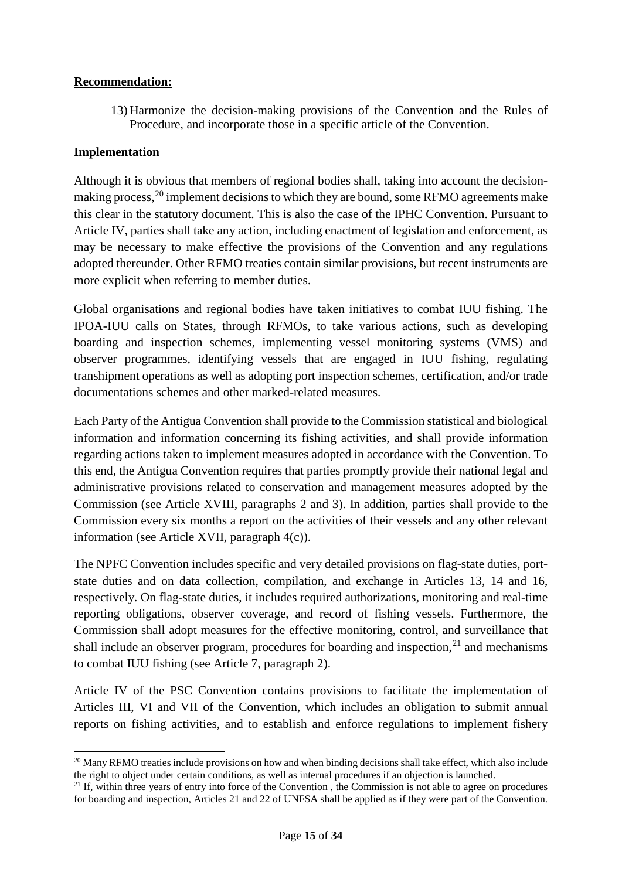**Recommendation:**

13) Harmonize the decision-making provisions of the Convention and the Rules of Procedure, and incorporate those in a specific article of the Convention.

**Implementation**

Although it is obvious that members of regional bodies shall, taking into account the decision-making process,[20] implement decisions to which they are bound, some RFMO agreements make this clear in the statutory document. This is also the case of the IPHC Convention. Pursuant to Article IV, parties shall take any action, including enactment of legislation and enforcement, as may be necessary to make effective the provisions of the Convention and any regulations adopted thereunder. Other RFMO treaties contain similar provisions, but recent instruments are more explicit when referring to member duties.

Global organisations and regional bodies have taken initiatives to combat IUU fishing. The IPOA-IUU calls on States, through RFMOs, to take various actions, such as developing boarding and inspection schemes, implementing vessel monitoring systems (VMS) and observer programmes, identifying vessels that are engaged in IUU fishing, regulating transhipment operations as well as adopting port inspection schemes, certification, and/or trade documentations schemes and other marked-related measures.

Each Party of the Antigua Convention shall provide to the Commission statistical and biological information and information concerning its fishing activities, and shall provide information regarding actions taken to implement measures adopted in accordance with the Convention. To this end, the Antigua Convention requires that parties promptly provide their national legal and administrative provisions related to conservation and management measures adopted by the Commission (see Article XVIII, paragraphs 2 and 3). In addition, parties shall provide to the Commission every six months a report on the activities of their vessels and any other relevant information (see Article XVII, paragraph 4(c)).

The NPFC Convention includes specific and very detailed provisions on flag-state duties, port-state duties and on data collection, compilation, and exchange in Articles 13, 14 and 16, respectively. On flag-state duties, it includes required authorizations, monitoring and real-time reporting obligations, observer coverage, and record of fishing vessels. Furthermore, the Commission shall adopt measures for the effective monitoring, control, and surveillance that shall include an observer program, procedures for boarding and inspection,[21] and mechanisms to combat IUU fishing (see Article 7, paragraph 2).

Article IV of the PSC Convention contains provisions to facilitate the implementation of Articles III, VI and VII of the Convention, which includes an obligation to submit annual reports on fishing activities, and to establish and enforce regulations to implement fishery

---

[20] Many RFMO treaties include provisions on how and when binding decisions shall take effect, which also include the right to object under certain conditions, as well as internal procedures if an objection is launched.

[21] If, within three years of entry into force of the Convention , the Commission is not able to agree on procedures for boarding and inspection, Articles 21 and 22 of UNFSA shall be applied as if they were part of the Convention.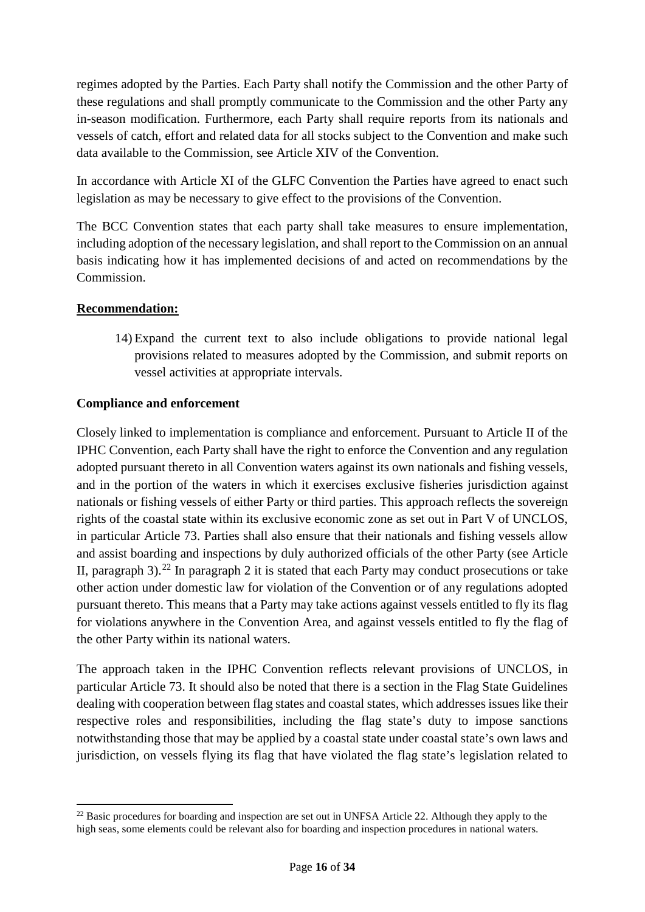regimes adopted by the Parties. Each Party shall notify the Commission and the other Party of these regulations and shall promptly communicate to the Commission and the other Party any in-season modification. Furthermore, each Party shall require reports from its nationals and vessels of catch, effort and related data for all stocks subject to the Convention and make such data available to the Commission, see Article XIV of the Convention.

In accordance with Article XI of the GLFC Convention the Parties have agreed to enact such legislation as may be necessary to give effect to the provisions of the Convention.

The BCC Convention states that each party shall take measures to ensure implementation, including adoption of the necessary legislation, and shall report to the Commission on an annual basis indicating how it has implemented decisions of and acted on recommendations by the Commission.

**Recommendation:**

14) Expand the current text to also include obligations to provide national legal provisions related to measures adopted by the Commission, and submit reports on vessel activities at appropriate intervals.

**Compliance and enforcement**

Closely linked to implementation is compliance and enforcement. Pursuant to Article II of the IPHC Convention, each Party shall have the right to enforce the Convention and any regulation adopted pursuant thereto in all Convention waters against its own nationals and fishing vessels, and in the portion of the waters in which it exercises exclusive fisheries jurisdiction against nationals or fishing vessels of either Party or third parties. This approach reflects the sovereign rights of the coastal state within its exclusive economic zone as set out in Part V of UNCLOS, in particular Article 73. Parties shall also ensure that their nationals and fishing vessels allow and assist boarding and inspections by duly authorized officials of the other Party (see Article II, paragraph 3).[22] In paragraph 2 it is stated that each Party may conduct prosecutions or take other action under domestic law for violation of the Convention or of any regulations adopted pursuant thereto. This means that a Party may take actions against vessels entitled to fly its flag for violations anywhere in the Convention Area, and against vessels entitled to fly the flag of the other Party within its national waters.

The approach taken in the IPHC Convention reflects relevant provisions of UNCLOS, in particular Article 73. It should also be noted that there is a section in the Flag State Guidelines dealing with cooperation between flag states and coastal states, which addresses issues like their respective roles and responsibilities, including the flag state's duty to impose sanctions notwithstanding those that may be applied by a coastal state under coastal state's own laws and jurisdiction, on vessels flying its flag that have violated the flag state's legislation related to

[22] Basic procedures for boarding and inspection are set out in UNFSA Article 22. Although they apply to the high seas, some elements could be relevant also for boarding and inspection procedures in national waters.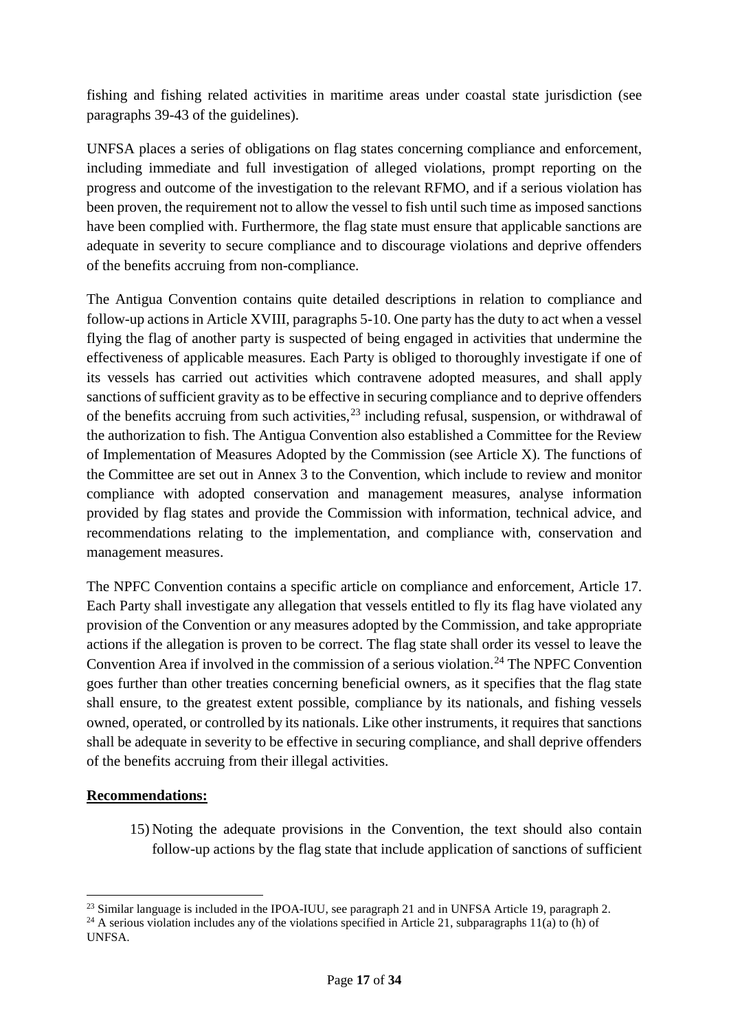fishing and fishing related activities in maritime areas under coastal state jurisdiction (see paragraphs 39-43 of the guidelines).

UNFSA places a series of obligations on flag states concerning compliance and enforcement, including immediate and full investigation of alleged violations, prompt reporting on the progress and outcome of the investigation to the relevant RFMO, and if a serious violation has been proven, the requirement not to allow the vessel to fish until such time as imposed sanctions have been complied with. Furthermore, the flag state must ensure that applicable sanctions are adequate in severity to secure compliance and to discourage violations and deprive offenders of the benefits accruing from non-compliance.

The Antigua Convention contains quite detailed descriptions in relation to compliance and follow-up actions in Article XVIII, paragraphs 5-10. One party has the duty to act when a vessel flying the flag of another party is suspected of being engaged in activities that undermine the effectiveness of applicable measures. Each Party is obliged to thoroughly investigate if one of its vessels has carried out activities which contravene adopted measures, and shall apply sanctions of sufficient gravity as to be effective in securing compliance and to deprive offenders of the benefits accruing from such activities,[23] including refusal, suspension, or withdrawal of the authorization to fish. The Antigua Convention also established a Committee for the Review of Implementation of Measures Adopted by the Commission (see Article X). The functions of the Committee are set out in Annex 3 to the Convention, which include to review and monitor compliance with adopted conservation and management measures, analyse information provided by flag states and provide the Commission with information, technical advice, and recommendations relating to the implementation, and compliance with, conservation and management measures.

The NPFC Convention contains a specific article on compliance and enforcement, Article 17. Each Party shall investigate any allegation that vessels entitled to fly its flag have violated any provision of the Convention or any measures adopted by the Commission, and take appropriate actions if the allegation is proven to be correct. The flag state shall order its vessel to leave the Convention Area if involved in the commission of a serious violation.[24] The NPFC Convention goes further than other treaties concerning beneficial owners, as it specifies that the flag state shall ensure, to the greatest extent possible, compliance by its nationals, and fishing vessels owned, operated, or controlled by its nationals. Like other instruments, it requires that sanctions shall be adequate in severity to be effective in securing compliance, and shall deprive offenders of the benefits accruing from their illegal activities.

**Recommendations:**

15) Noting the adequate provisions in the Convention, the text should also contain follow-up actions by the flag state that include application of sanctions of sufficient

[23] Similar language is included in the IPOA-IUU, see paragraph 21 and in UNFSA Article 19, paragraph 2.

[24] A serious violation includes any of the violations specified in Article 21, subparagraphs 11(a) to (h) of UNFSA.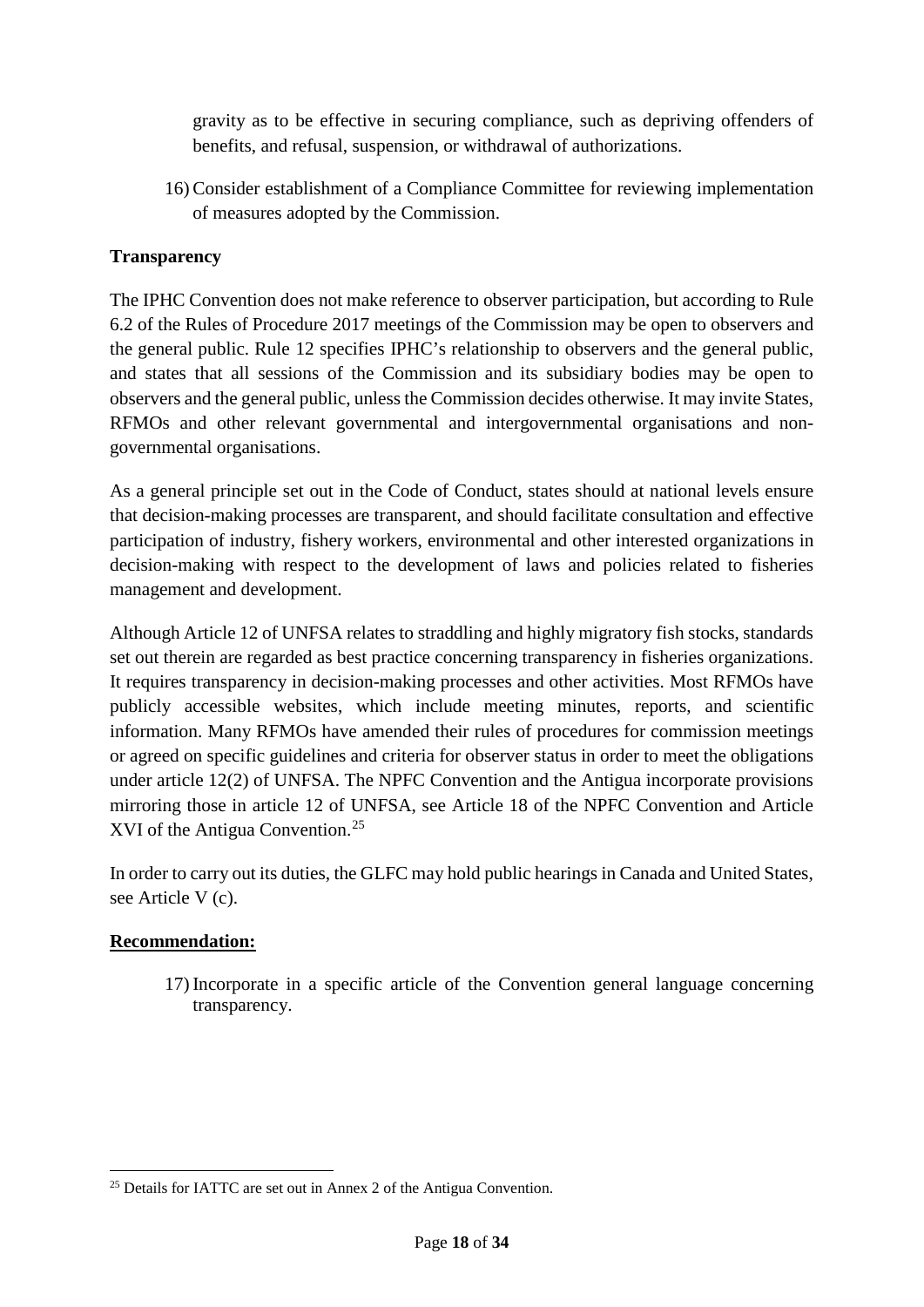gravity as to be effective in securing compliance, such as depriving offenders of benefits, and refusal, suspension, or withdrawal of authorizations.

16) Consider establishment of a Compliance Committee for reviewing implementation of measures adopted by the Commission.

**Transparency**

The IPHC Convention does not make reference to observer participation, but according to Rule 6.2 of the Rules of Procedure 2017 meetings of the Commission may be open to observers and the general public. Rule 12 specifies IPHC's relationship to observers and the general public, and states that all sessions of the Commission and its subsidiary bodies may be open to observers and the general public, unless the Commission decides otherwise. It may invite States, RFMOs and other relevant governmental and intergovernmental organisations and non-governmental organisations.

As a general principle set out in the Code of Conduct, states should at national levels ensure that decision-making processes are transparent, and should facilitate consultation and effective participation of industry, fishery workers, environmental and other interested organizations in decision-making with respect to the development of laws and policies related to fisheries management and development.

Although Article 12 of UNFSA relates to straddling and highly migratory fish stocks, standards set out therein are regarded as best practice concerning transparency in fisheries organizations. It requires transparency in decision-making processes and other activities. Most RFMOs have publicly accessible websites, which include meeting minutes, reports, and scientific information. Many RFMOs have amended their rules of procedures for commission meetings or agreed on specific guidelines and criteria for observer status in order to meet the obligations under article 12(2) of UNFSA. The NPFC Convention and the Antigua incorporate provisions mirroring those in article 12 of UNFSA, see Article 18 of the NPFC Convention and Article XVI of the Antigua Convention.[25]

In order to carry out its duties, the GLFC may hold public hearings in Canada and United States, see Article V (c).

**Recommendation:**

17) Incorporate in a specific article of the Convention general language concerning transparency.

[25] Details for IATTC are set out in Annex 2 of the Antigua Convention.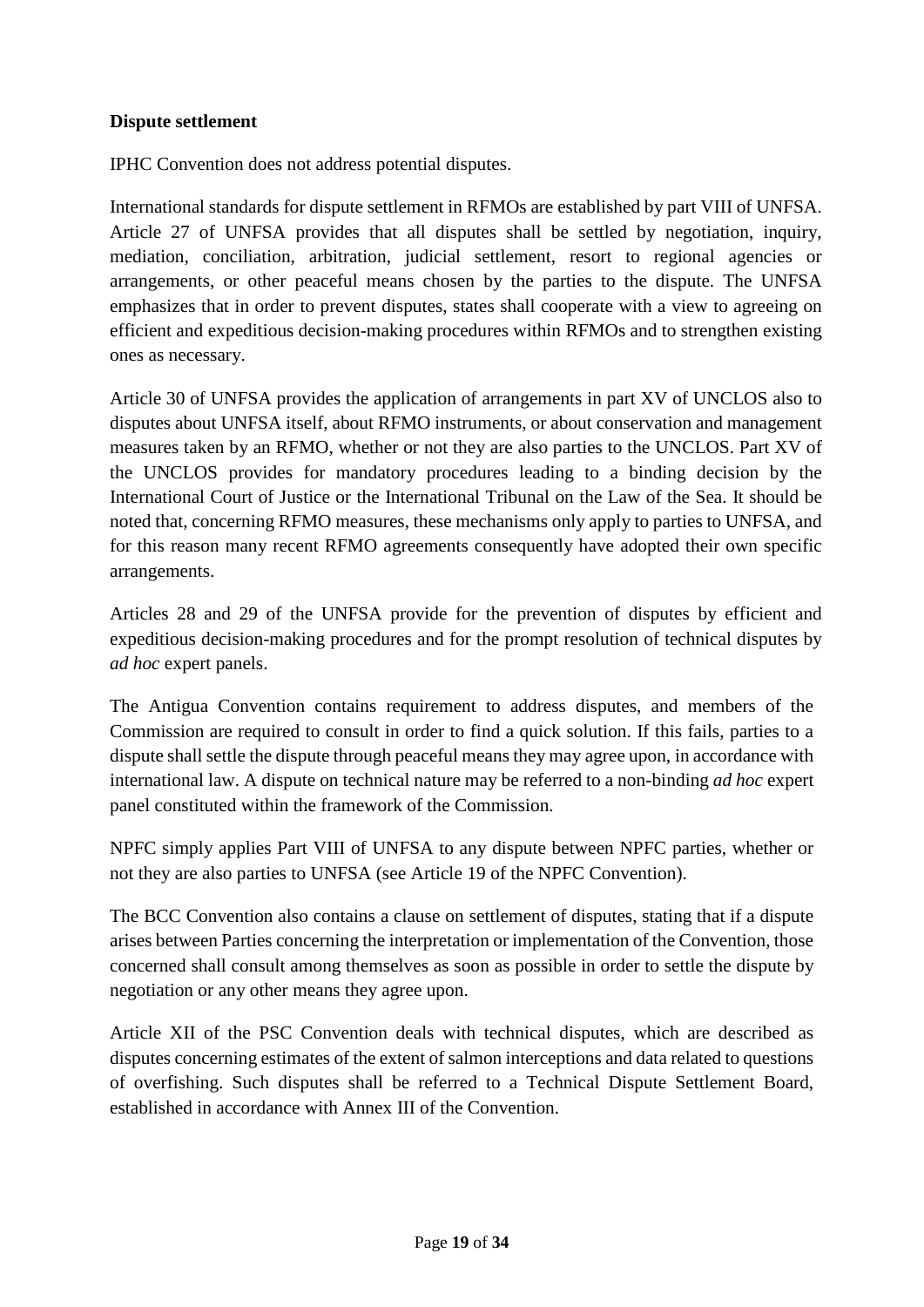**Dispute settlement**

IPHC Convention does not address potential disputes.

International standards for dispute settlement in RFMOs are established by part VIII of UNFSA. Article 27 of UNFSA provides that all disputes shall be settled by negotiation, inquiry, mediation, conciliation, arbitration, judicial settlement, resort to regional agencies or arrangements, or other peaceful means chosen by the parties to the dispute. The UNFSA emphasizes that in order to prevent disputes, states shall cooperate with a view to agreeing on efficient and expeditious decision-making procedures within RFMOs and to strengthen existing ones as necessary.

Article 30 of UNFSA provides the application of arrangements in part XV of UNCLOS also to disputes about UNFSA itself, about RFMO instruments, or about conservation and management measures taken by an RFMO, whether or not they are also parties to the UNCLOS. Part XV of the UNCLOS provides for mandatory procedures leading to a binding decision by the International Court of Justice or the International Tribunal on the Law of the Sea. It should be noted that, concerning RFMO measures, these mechanisms only apply to parties to UNFSA, and for this reason many recent RFMO agreements consequently have adopted their own specific arrangements.

Articles 28 and 29 of the UNFSA provide for the prevention of disputes by efficient and expeditious decision-making procedures and for the prompt resolution of technical disputes by *ad hoc* expert panels.

The Antigua Convention contains requirement to address disputes, and members of the Commission are required to consult in order to find a quick solution. If this fails, parties to a dispute shall settle the dispute through peaceful means they may agree upon, in accordance with international law. A dispute on technical nature may be referred to a non-binding *ad hoc* expert panel constituted within the framework of the Commission.

NPFC simply applies Part VIII of UNFSA to any dispute between NPFC parties, whether or not they are also parties to UNFSA (see Article 19 of the NPFC Convention).

The BCC Convention also contains a clause on settlement of disputes, stating that if a dispute arises between Parties concerning the interpretation or implementation of the Convention, those concerned shall consult among themselves as soon as possible in order to settle the dispute by negotiation or any other means they agree upon.

Article XII of the PSC Convention deals with technical disputes, which are described as disputes concerning estimates of the extent of salmon interceptions and data related to questions of overfishing. Such disputes shall be referred to a Technical Dispute Settlement Board, established in accordance with Annex III of the Convention.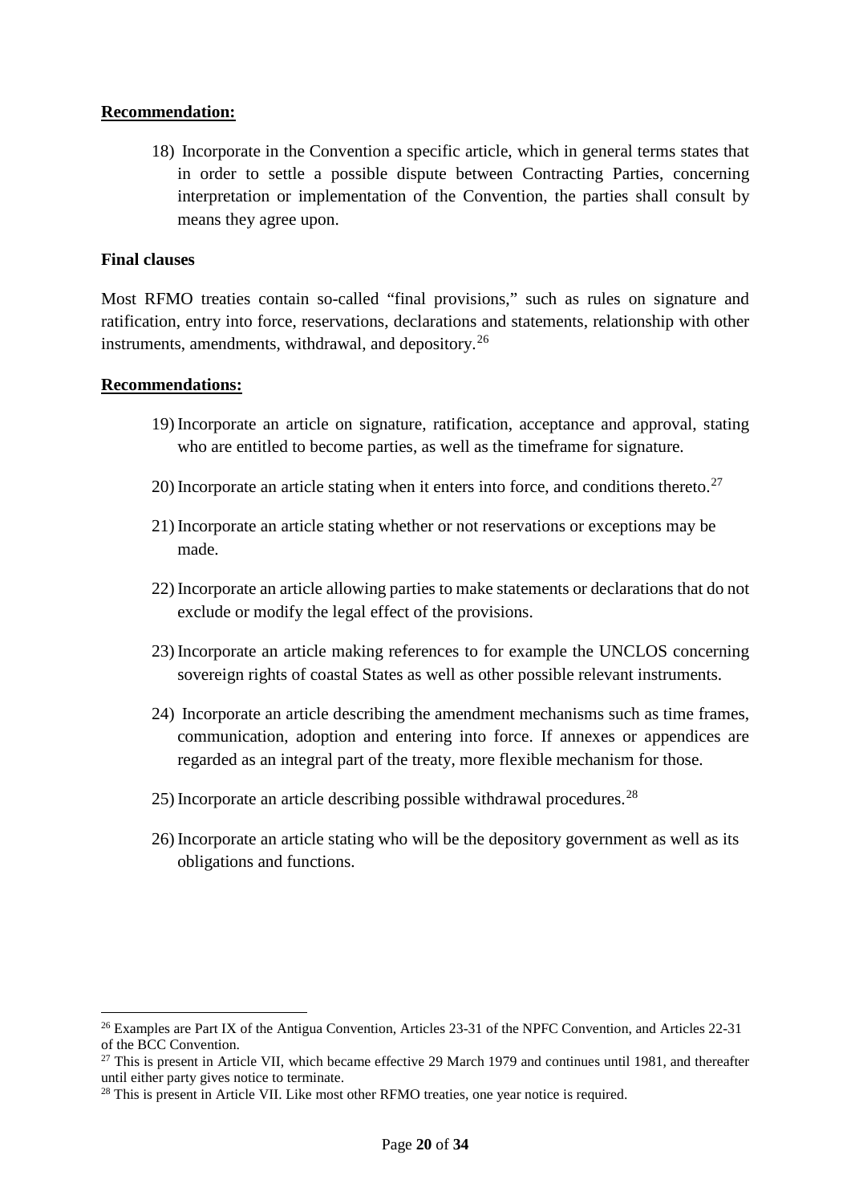**Recommendation:**

18) Incorporate in the Convention a specific article, which in general terms states that in order to settle a possible dispute between Contracting Parties, concerning interpretation or implementation of the Convention, the parties shall consult by means they agree upon.

**Final clauses**

Most RFMO treaties contain so-called "final provisions," such as rules on signature and ratification, entry into force, reservations, declarations and statements, relationship with other instruments, amendments, withdrawal, and depository.[26]

**Recommendations:**

19) Incorporate an article on signature, ratification, acceptance and approval, stating who are entitled to become parties, as well as the timeframe for signature.

20) Incorporate an article stating when it enters into force, and conditions thereto.[27]

21) Incorporate an article stating whether or not reservations or exceptions may be made.

22) Incorporate an article allowing parties to make statements or declarations that do not exclude or modify the legal effect of the provisions.

23) Incorporate an article making references to for example the UNCLOS concerning sovereign rights of coastal States as well as other possible relevant instruments.

24) Incorporate an article describing the amendment mechanisms such as time frames, communication, adoption and entering into force. If annexes or appendices are regarded as an integral part of the treaty, more flexible mechanism for those.

25) Incorporate an article describing possible withdrawal procedures.[28]

26) Incorporate an article stating who will be the depository government as well as its obligations and functions.

---

[26] Examples are Part IX of the Antigua Convention, Articles 23-31 of the NPFC Convention, and Articles 22-31 of the BCC Convention.

[27] This is present in Article VII, which became effective 29 March 1979 and continues until 1981, and thereafter until either party gives notice to terminate.

[28] This is present in Article VII. Like most other RFMO treaties, one year notice is required.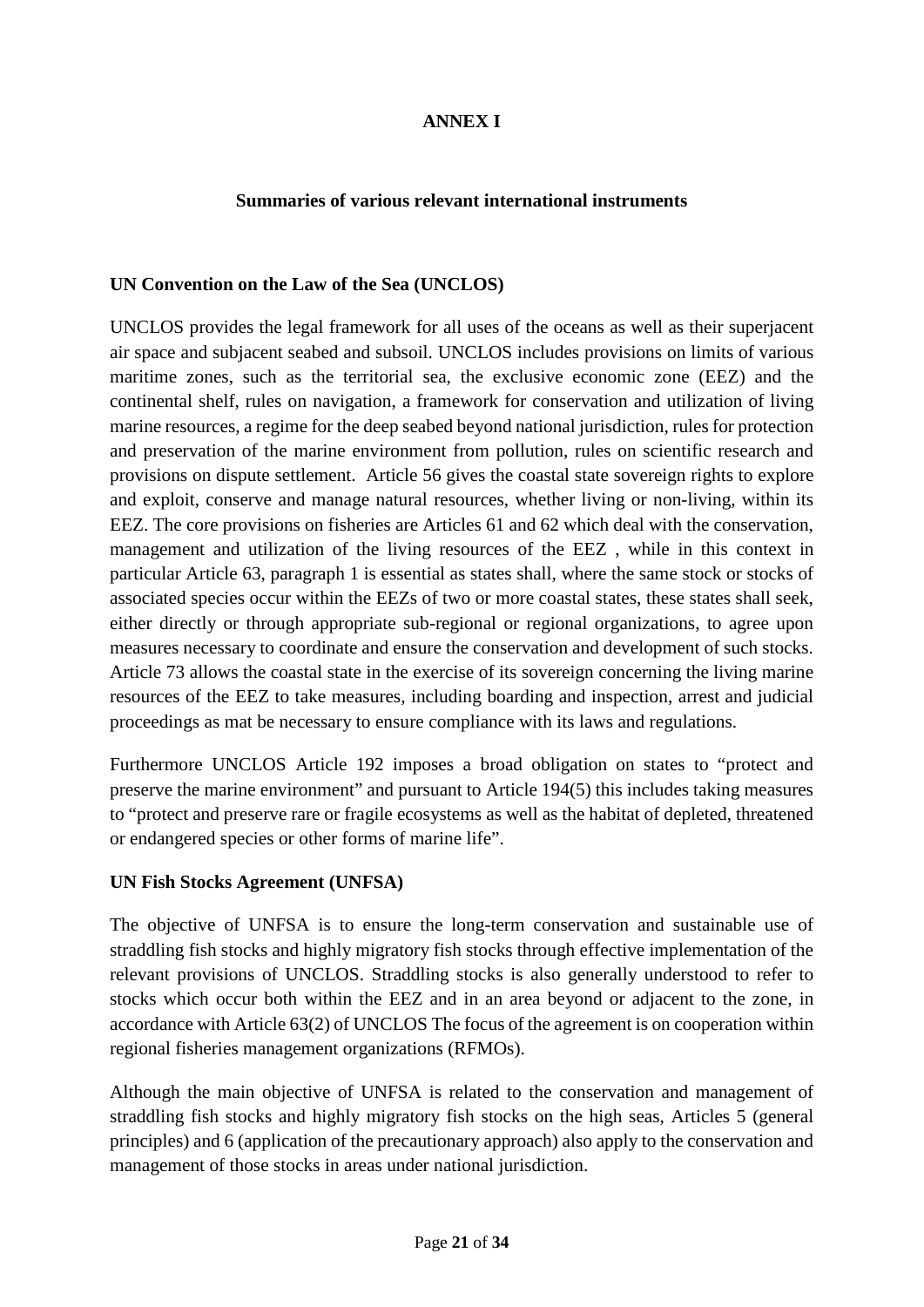# ANNEX I

## Summaries of various relevant international instruments

### UN Convention on the Law of the Sea (UNCLOS)

UNCLOS provides the legal framework for all uses of the oceans as well as their superjacent air space and subjacent seabed and subsoil. UNCLOS includes provisions on limits of various maritime zones, such as the territorial sea, the exclusive economic zone (EEZ) and the continental shelf, rules on navigation, a framework for conservation and utilization of living marine resources, a regime for the deep seabed beyond national jurisdiction, rules for protection and preservation of the marine environment from pollution, rules on scientific research and provisions on dispute settlement. Article 56 gives the coastal state sovereign rights to explore and exploit, conserve and manage natural resources, whether living or non-living, within its EEZ. The core provisions on fisheries are Articles 61 and 62 which deal with the conservation, management and utilization of the living resources of the EEZ , while in this context in particular Article 63, paragraph 1 is essential as states shall, where the same stock or stocks of associated species occur within the EEZs of two or more coastal states, these states shall seek, either directly or through appropriate sub-regional or regional organizations, to agree upon measures necessary to coordinate and ensure the conservation and development of such stocks. Article 73 allows the coastal state in the exercise of its sovereign concerning the living marine resources of the EEZ to take measures, including boarding and inspection, arrest and judicial proceedings as mat be necessary to ensure compliance with its laws and regulations.

Furthermore UNCLOS Article 192 imposes a broad obligation on states to "protect and preserve the marine environment" and pursuant to Article 194(5) this includes taking measures to "protect and preserve rare or fragile ecosystems as well as the habitat of depleted, threatened or endangered species or other forms of marine life".

### UN Fish Stocks Agreement (UNFSA)

The objective of UNFSA is to ensure the long-term conservation and sustainable use of straddling fish stocks and highly migratory fish stocks through effective implementation of the relevant provisions of UNCLOS. Straddling stocks is also generally understood to refer to stocks which occur both within the EEZ and in an area beyond or adjacent to the zone, in accordance with Article 63(2) of UNCLOS The focus of the agreement is on cooperation within regional fisheries management organizations (RFMOs).

Although the main objective of UNFSA is related to the conservation and management of straddling fish stocks and highly migratory fish stocks on the high seas, Articles 5 (general principles) and 6 (application of the precautionary approach) also apply to the conservation and management of those stocks in areas under national jurisdiction.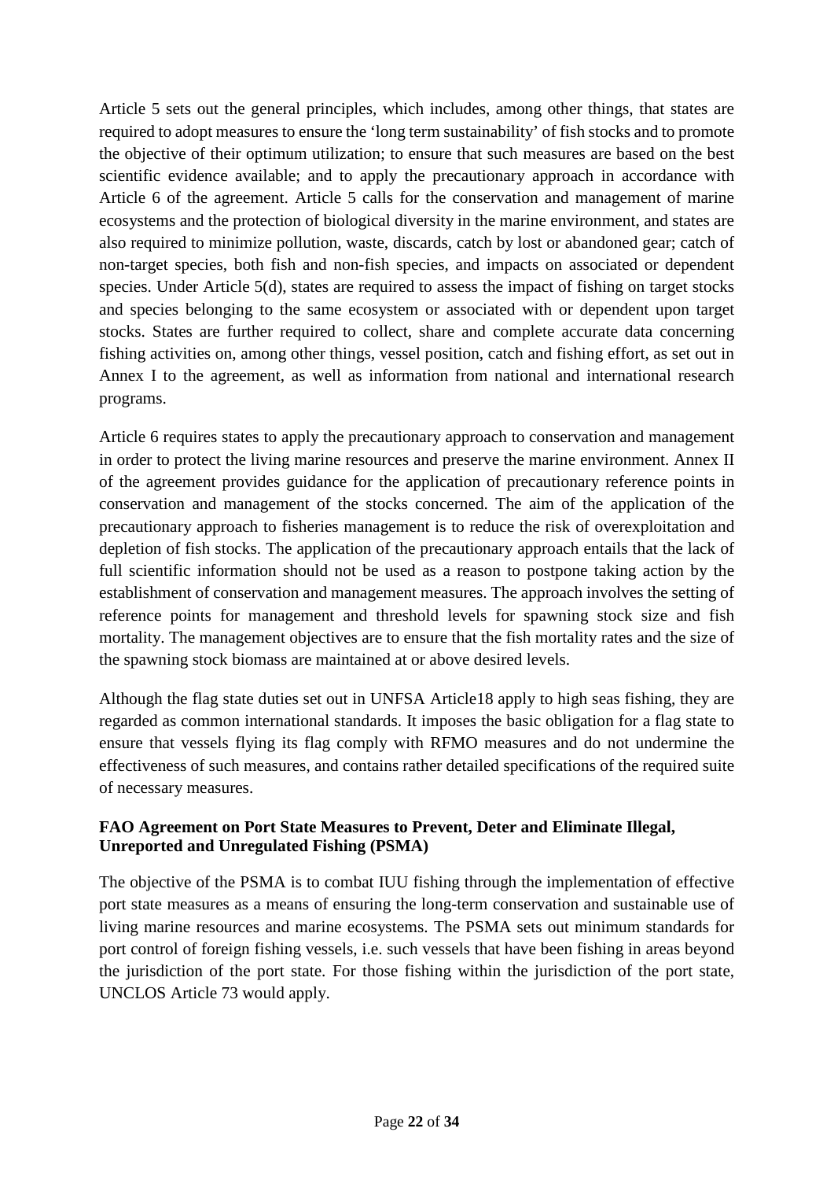Article 5 sets out the general principles, which includes, among other things, that states are required to adopt measures to ensure the 'long term sustainability' of fish stocks and to promote the objective of their optimum utilization; to ensure that such measures are based on the best scientific evidence available; and to apply the precautionary approach in accordance with Article 6 of the agreement. Article 5 calls for the conservation and management of marine ecosystems and the protection of biological diversity in the marine environment, and states are also required to minimize pollution, waste, discards, catch by lost or abandoned gear; catch of non-target species, both fish and non-fish species, and impacts on associated or dependent species. Under Article 5(d), states are required to assess the impact of fishing on target stocks and species belonging to the same ecosystem or associated with or dependent upon target stocks. States are further required to collect, share and complete accurate data concerning fishing activities on, among other things, vessel position, catch and fishing effort, as set out in Annex I to the agreement, as well as information from national and international research programs.

Article 6 requires states to apply the precautionary approach to conservation and management in order to protect the living marine resources and preserve the marine environment. Annex II of the agreement provides guidance for the application of precautionary reference points in conservation and management of the stocks concerned. The aim of the application of the precautionary approach to fisheries management is to reduce the risk of overexploitation and depletion of fish stocks. The application of the precautionary approach entails that the lack of full scientific information should not be used as a reason to postpone taking action by the establishment of conservation and management measures. The approach involves the setting of reference points for management and threshold levels for spawning stock size and fish mortality. The management objectives are to ensure that the fish mortality rates and the size of the spawning stock biomass are maintained at or above desired levels.

Although the flag state duties set out in UNFSA Article18 apply to high seas fishing, they are regarded as common international standards. It imposes the basic obligation for a flag state to ensure that vessels flying its flag comply with RFMO measures and do not undermine the effectiveness of such measures, and contains rather detailed specifications of the required suite of necessary measures.

**FAO Agreement on Port State Measures to Prevent, Deter and Eliminate Illegal, Unreported and Unregulated Fishing (PSMA)**

The objective of the PSMA is to combat IUU fishing through the implementation of effective port state measures as a means of ensuring the long-term conservation and sustainable use of living marine resources and marine ecosystems. The PSMA sets out minimum standards for port control of foreign fishing vessels, i.e. such vessels that have been fishing in areas beyond the jurisdiction of the port state. For those fishing within the jurisdiction of the port state, UNCLOS Article 73 would apply.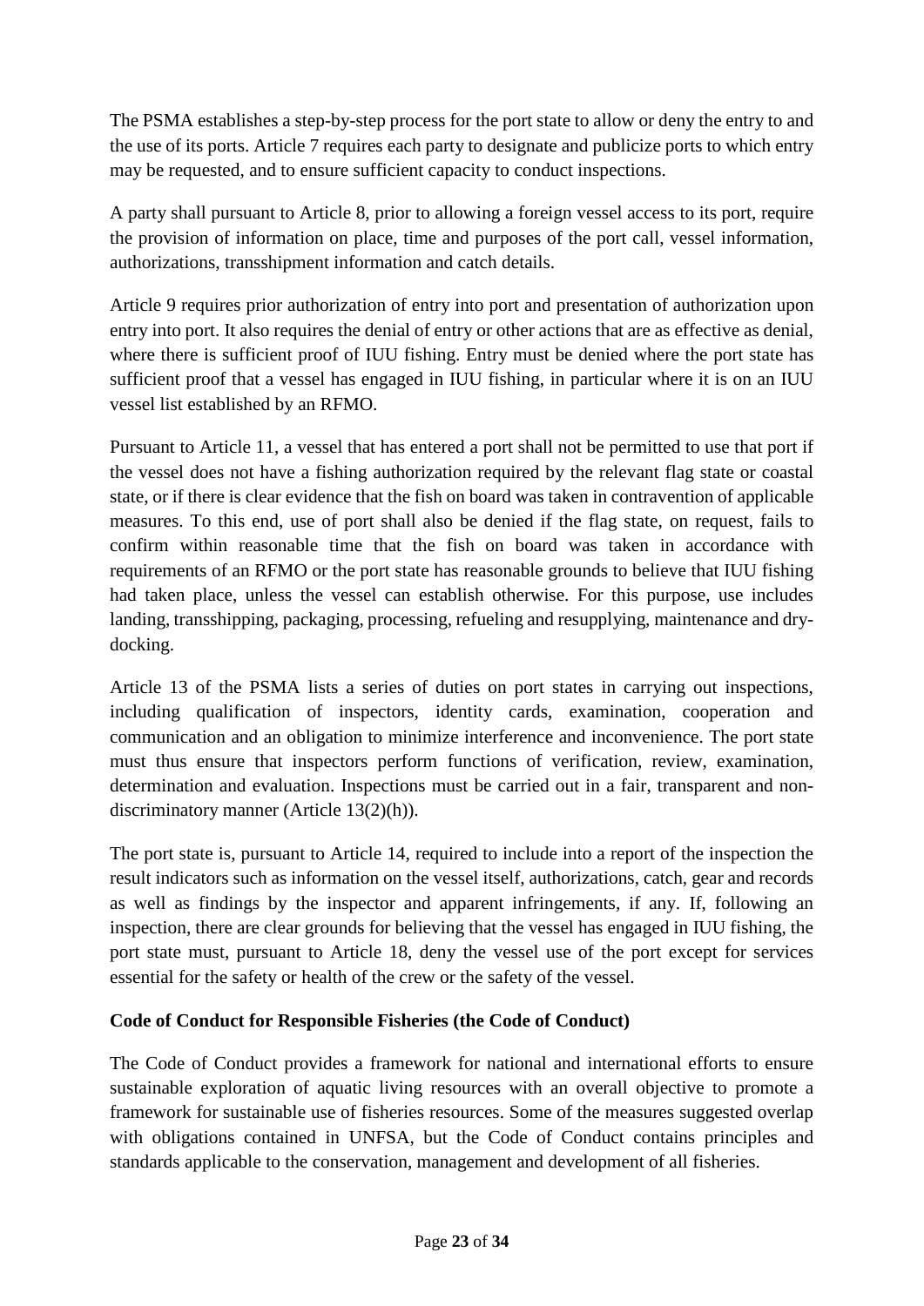The PSMA establishes a step-by-step process for the port state to allow or deny the entry to and the use of its ports. Article 7 requires each party to designate and publicize ports to which entry may be requested, and to ensure sufficient capacity to conduct inspections.

A party shall pursuant to Article 8, prior to allowing a foreign vessel access to its port, require the provision of information on place, time and purposes of the port call, vessel information, authorizations, transshipment information and catch details.

Article 9 requires prior authorization of entry into port and presentation of authorization upon entry into port. It also requires the denial of entry or other actions that are as effective as denial, where there is sufficient proof of IUU fishing. Entry must be denied where the port state has sufficient proof that a vessel has engaged in IUU fishing, in particular where it is on an IUU vessel list established by an RFMO.

Pursuant to Article 11, a vessel that has entered a port shall not be permitted to use that port if the vessel does not have a fishing authorization required by the relevant flag state or coastal state, or if there is clear evidence that the fish on board was taken in contravention of applicable measures. To this end, use of port shall also be denied if the flag state, on request, fails to confirm within reasonable time that the fish on board was taken in accordance with requirements of an RFMO or the port state has reasonable grounds to believe that IUU fishing had taken place, unless the vessel can establish otherwise. For this purpose, use includes landing, transshipping, packaging, processing, refueling and resupplying, maintenance and dry-docking.

Article 13 of the PSMA lists a series of duties on port states in carrying out inspections, including qualification of inspectors, identity cards, examination, cooperation and communication and an obligation to minimize interference and inconvenience. The port state must thus ensure that inspectors perform functions of verification, review, examination, determination and evaluation. Inspections must be carried out in a fair, transparent and non-discriminatory manner (Article 13(2)(h)).

The port state is, pursuant to Article 14, required to include into a report of the inspection the result indicators such as information on the vessel itself, authorizations, catch, gear and records as well as findings by the inspector and apparent infringements, if any. If, following an inspection, there are clear grounds for believing that the vessel has engaged in IUU fishing, the port state must, pursuant to Article 18, deny the vessel use of the port except for services essential for the safety or health of the crew or the safety of the vessel.

**Code of Conduct for Responsible Fisheries (the Code of Conduct)**

The Code of Conduct provides a framework for national and international efforts to ensure sustainable exploration of aquatic living resources with an overall objective to promote a framework for sustainable use of fisheries resources. Some of the measures suggested overlap with obligations contained in UNFSA, but the Code of Conduct contains principles and standards applicable to the conservation, management and development of all fisheries.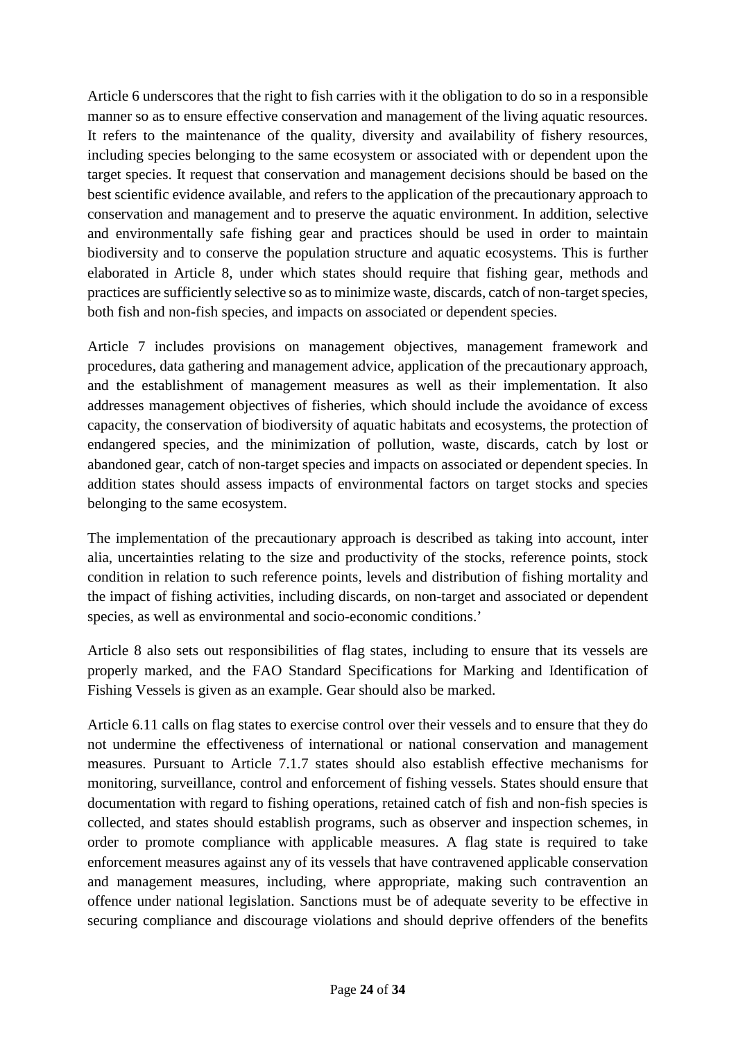Article 6 underscores that the right to fish carries with it the obligation to do so in a responsible manner so as to ensure effective conservation and management of the living aquatic resources. It refers to the maintenance of the quality, diversity and availability of fishery resources, including species belonging to the same ecosystem or associated with or dependent upon the target species. It request that conservation and management decisions should be based on the best scientific evidence available, and refers to the application of the precautionary approach to conservation and management and to preserve the aquatic environment. In addition, selective and environmentally safe fishing gear and practices should be used in order to maintain biodiversity and to conserve the population structure and aquatic ecosystems. This is further elaborated in Article 8, under which states should require that fishing gear, methods and practices are sufficiently selective so as to minimize waste, discards, catch of non-target species, both fish and non-fish species, and impacts on associated or dependent species.

Article 7 includes provisions on management objectives, management framework and procedures, data gathering and management advice, application of the precautionary approach, and the establishment of management measures as well as their implementation. It also addresses management objectives of fisheries, which should include the avoidance of excess capacity, the conservation of biodiversity of aquatic habitats and ecosystems, the protection of endangered species, and the minimization of pollution, waste, discards, catch by lost or abandoned gear, catch of non-target species and impacts on associated or dependent species. In addition states should assess impacts of environmental factors on target stocks and species belonging to the same ecosystem.

The implementation of the precautionary approach is described as taking into account, inter alia, uncertainties relating to the size and productivity of the stocks, reference points, stock condition in relation to such reference points, levels and distribution of fishing mortality and the impact of fishing activities, including discards, on non-target and associated or dependent species, as well as environmental and socio-economic conditions.'

Article 8 also sets out responsibilities of flag states, including to ensure that its vessels are properly marked, and the FAO Standard Specifications for Marking and Identification of Fishing Vessels is given as an example. Gear should also be marked.

Article 6.11 calls on flag states to exercise control over their vessels and to ensure that they do not undermine the effectiveness of international or national conservation and management measures. Pursuant to Article 7.1.7 states should also establish effective mechanisms for monitoring, surveillance, control and enforcement of fishing vessels. States should ensure that documentation with regard to fishing operations, retained catch of fish and non-fish species is collected, and states should establish programs, such as observer and inspection schemes, in order to promote compliance with applicable measures. A flag state is required to take enforcement measures against any of its vessels that have contravened applicable conservation and management measures, including, where appropriate, making such contravention an offence under national legislation. Sanctions must be of adequate severity to be effective in securing compliance and discourage violations and should deprive offenders of the benefits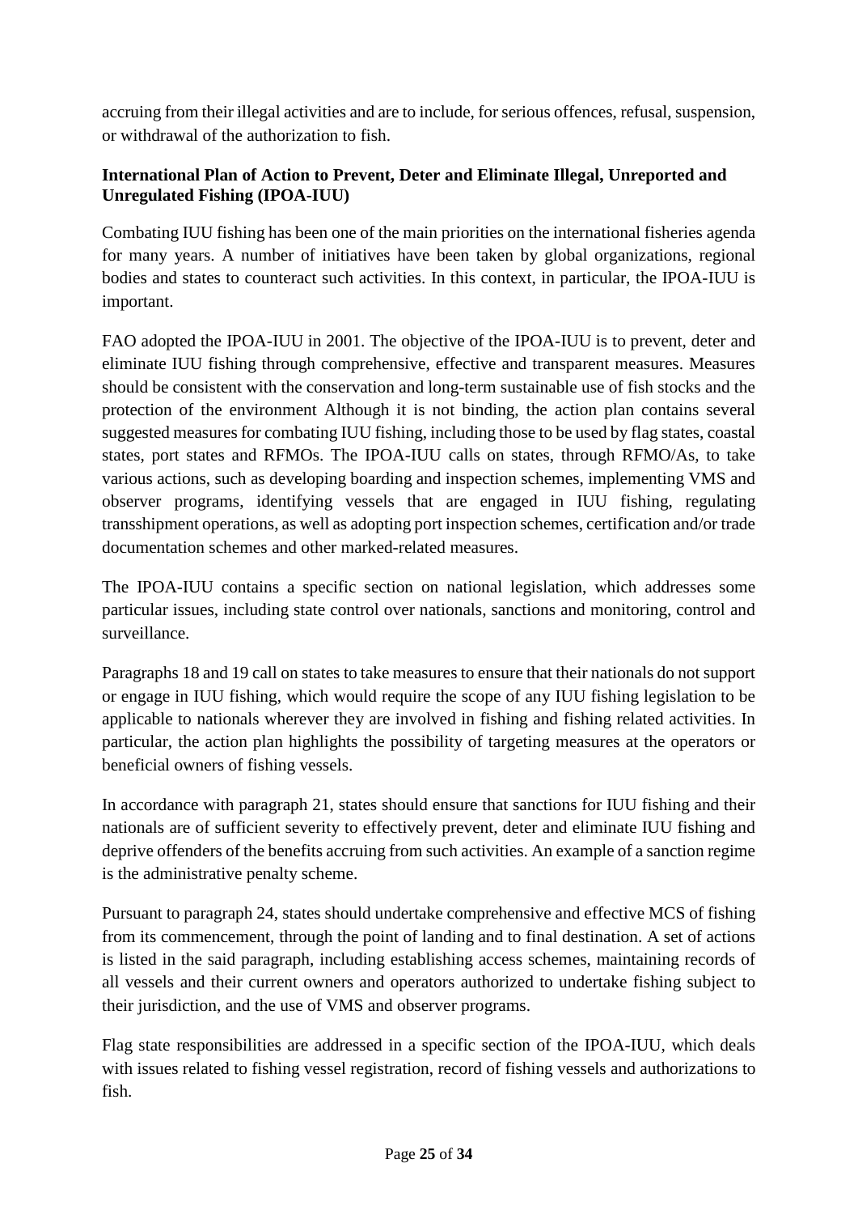accruing from their illegal activities and are to include, for serious offences, refusal, suspension, or withdrawal of the authorization to fish.

**International Plan of Action to Prevent, Deter and Eliminate Illegal, Unreported and Unregulated Fishing (IPOA-IUU)**

Combating IUU fishing has been one of the main priorities on the international fisheries agenda for many years. A number of initiatives have been taken by global organizations, regional bodies and states to counteract such activities. In this context, in particular, the IPOA-IUU is important.

FAO adopted the IPOA-IUU in 2001. The objective of the IPOA-IUU is to prevent, deter and eliminate IUU fishing through comprehensive, effective and transparent measures. Measures should be consistent with the conservation and long-term sustainable use of fish stocks and the protection of the environment Although it is not binding, the action plan contains several suggested measures for combating IUU fishing, including those to be used by flag states, coastal states, port states and RFMOs. The IPOA-IUU calls on states, through RFMO/As, to take various actions, such as developing boarding and inspection schemes, implementing VMS and observer programs, identifying vessels that are engaged in IUU fishing, regulating transshipment operations, as well as adopting port inspection schemes, certification and/or trade documentation schemes and other marked-related measures.

The IPOA-IUU contains a specific section on national legislation, which addresses some particular issues, including state control over nationals, sanctions and monitoring, control and surveillance.

Paragraphs 18 and 19 call on states to take measures to ensure that their nationals do not support or engage in IUU fishing, which would require the scope of any IUU fishing legislation to be applicable to nationals wherever they are involved in fishing and fishing related activities. In particular, the action plan highlights the possibility of targeting measures at the operators or beneficial owners of fishing vessels.

In accordance with paragraph 21, states should ensure that sanctions for IUU fishing and their nationals are of sufficient severity to effectively prevent, deter and eliminate IUU fishing and deprive offenders of the benefits accruing from such activities. An example of a sanction regime is the administrative penalty scheme.

Pursuant to paragraph 24, states should undertake comprehensive and effective MCS of fishing from its commencement, through the point of landing and to final destination. A set of actions is listed in the said paragraph, including establishing access schemes, maintaining records of all vessels and their current owners and operators authorized to undertake fishing subject to their jurisdiction, and the use of VMS and observer programs.

Flag state responsibilities are addressed in a specific section of the IPOA-IUU, which deals with issues related to fishing vessel registration, record of fishing vessels and authorizations to fish.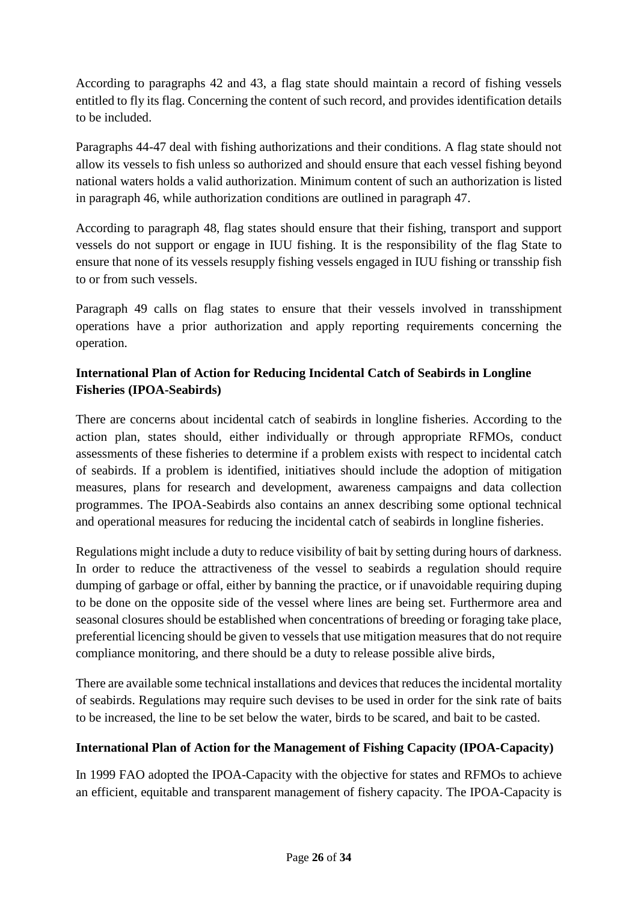According to paragraphs 42 and 43, a flag state should maintain a record of fishing vessels entitled to fly its flag. Concerning the content of such record, and provides identification details to be included.

Paragraphs 44-47 deal with fishing authorizations and their conditions. A flag state should not allow its vessels to fish unless so authorized and should ensure that each vessel fishing beyond national waters holds a valid authorization. Minimum content of such an authorization is listed in paragraph 46, while authorization conditions are outlined in paragraph 47.

According to paragraph 48, flag states should ensure that their fishing, transport and support vessels do not support or engage in IUU fishing. It is the responsibility of the flag State to ensure that none of its vessels resupply fishing vessels engaged in IUU fishing or transship fish to or from such vessels.

Paragraph 49 calls on flag states to ensure that their vessels involved in transshipment operations have a prior authorization and apply reporting requirements concerning the operation.

**International Plan of Action for Reducing Incidental Catch of Seabirds in Longline Fisheries (IPOA-Seabirds)**

There are concerns about incidental catch of seabirds in longline fisheries. According to the action plan, states should, either individually or through appropriate RFMOs, conduct assessments of these fisheries to determine if a problem exists with respect to incidental catch of seabirds. If a problem is identified, initiatives should include the adoption of mitigation measures, plans for research and development, awareness campaigns and data collection programmes. The IPOA-Seabirds also contains an annex describing some optional technical and operational measures for reducing the incidental catch of seabirds in longline fisheries.

Regulations might include a duty to reduce visibility of bait by setting during hours of darkness. In order to reduce the attractiveness of the vessel to seabirds a regulation should require dumping of garbage or offal, either by banning the practice, or if unavoidable requiring duping to be done on the opposite side of the vessel where lines are being set. Furthermore area and seasonal closures should be established when concentrations of breeding or foraging take place, preferential licencing should be given to vessels that use mitigation measures that do not require compliance monitoring, and there should be a duty to release possible alive birds,

There are available some technical installations and devices that reduces the incidental mortality of seabirds. Regulations may require such devises to be used in order for the sink rate of baits to be increased, the line to be set below the water, birds to be scared, and bait to be casted.

**International Plan of Action for the Management of Fishing Capacity (IPOA-Capacity)**

In 1999 FAO adopted the IPOA-Capacity with the objective for states and RFMOs to achieve an efficient, equitable and transparent management of fishery capacity. The IPOA-Capacity is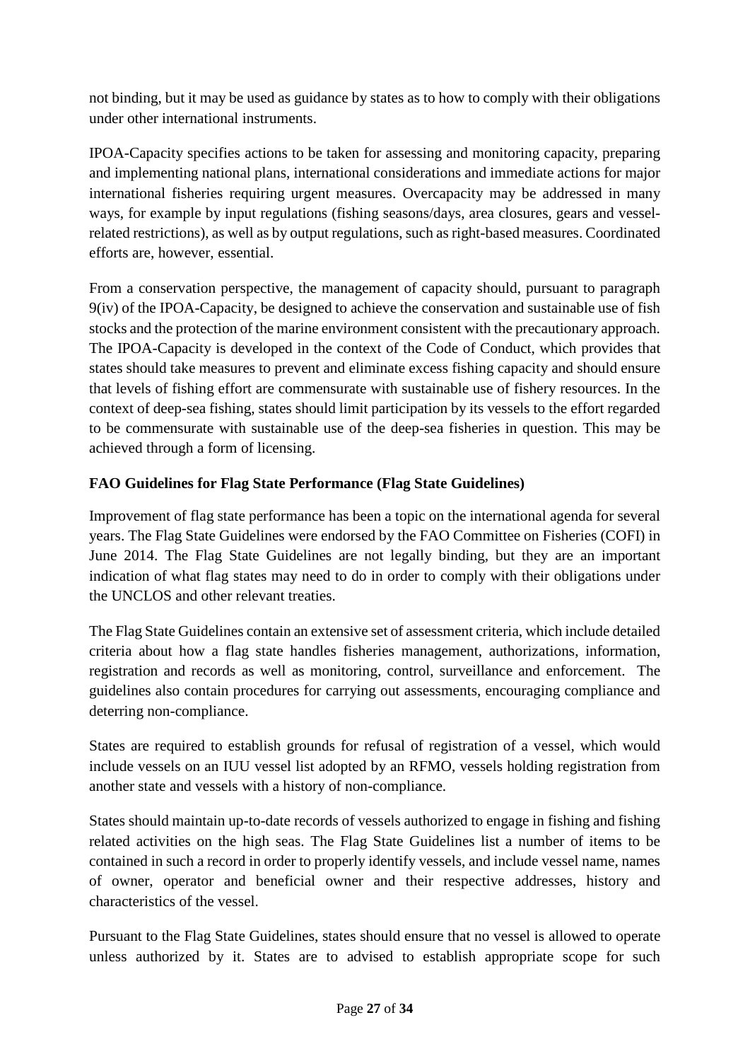not binding, but it may be used as guidance by states as to how to comply with their obligations under other international instruments.

IPOA-Capacity specifies actions to be taken for assessing and monitoring capacity, preparing and implementing national plans, international considerations and immediate actions for major international fisheries requiring urgent measures. Overcapacity may be addressed in many ways, for example by input regulations (fishing seasons/days, area closures, gears and vessel-related restrictions), as well as by output regulations, such as right-based measures. Coordinated efforts are, however, essential.

From a conservation perspective, the management of capacity should, pursuant to paragraph 9(iv) of the IPOA-Capacity, be designed to achieve the conservation and sustainable use of fish stocks and the protection of the marine environment consistent with the precautionary approach. The IPOA-Capacity is developed in the context of the Code of Conduct, which provides that states should take measures to prevent and eliminate excess fishing capacity and should ensure that levels of fishing effort are commensurate with sustainable use of fishery resources. In the context of deep-sea fishing, states should limit participation by its vessels to the effort regarded to be commensurate with sustainable use of the deep-sea fisheries in question. This may be achieved through a form of licensing.

**FAO Guidelines for Flag State Performance (Flag State Guidelines)**

Improvement of flag state performance has been a topic on the international agenda for several years. The Flag State Guidelines were endorsed by the FAO Committee on Fisheries (COFI) in June 2014. The Flag State Guidelines are not legally binding, but they are an important indication of what flag states may need to do in order to comply with their obligations under the UNCLOS and other relevant treaties.

The Flag State Guidelines contain an extensive set of assessment criteria, which include detailed criteria about how a flag state handles fisheries management, authorizations, information, registration and records as well as monitoring, control, surveillance and enforcement. The guidelines also contain procedures for carrying out assessments, encouraging compliance and deterring non-compliance.

States are required to establish grounds for refusal of registration of a vessel, which would include vessels on an IUU vessel list adopted by an RFMO, vessels holding registration from another state and vessels with a history of non-compliance.

States should maintain up-to-date records of vessels authorized to engage in fishing and fishing related activities on the high seas. The Flag State Guidelines list a number of items to be contained in such a record in order to properly identify vessels, and include vessel name, names of owner, operator and beneficial owner and their respective addresses, history and characteristics of the vessel.

Pursuant to the Flag State Guidelines, states should ensure that no vessel is allowed to operate unless authorized by it. States are to advised to establish appropriate scope for such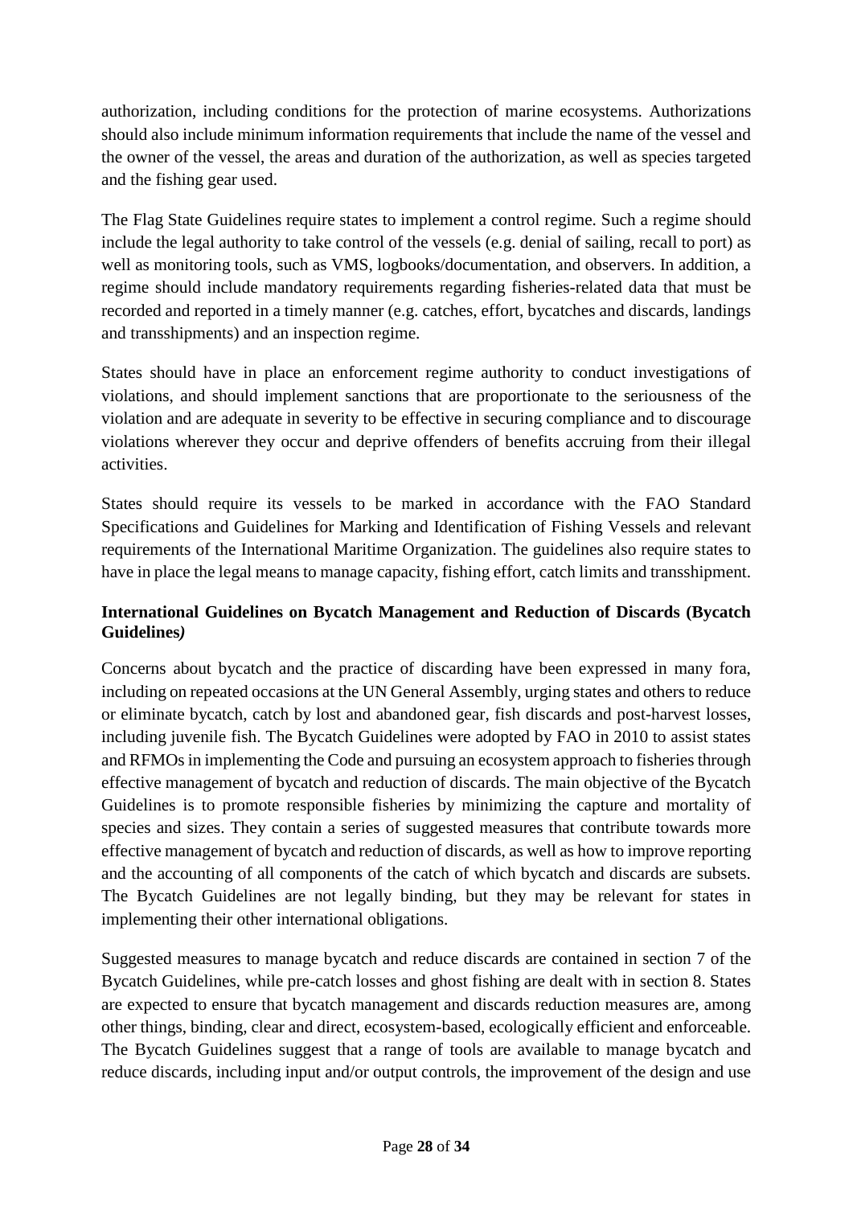authorization, including conditions for the protection of marine ecosystems. Authorizations should also include minimum information requirements that include the name of the vessel and the owner of the vessel, the areas and duration of the authorization, as well as species targeted and the fishing gear used.

The Flag State Guidelines require states to implement a control regime. Such a regime should include the legal authority to take control of the vessels (e.g. denial of sailing, recall to port) as well as monitoring tools, such as VMS, logbooks/documentation, and observers. In addition, a regime should include mandatory requirements regarding fisheries-related data that must be recorded and reported in a timely manner (e.g. catches, effort, bycatches and discards, landings and transshipments) and an inspection regime.

States should have in place an enforcement regime authority to conduct investigations of violations, and should implement sanctions that are proportionate to the seriousness of the violation and are adequate in severity to be effective in securing compliance and to discourage violations wherever they occur and deprive offenders of benefits accruing from their illegal activities.

States should require its vessels to be marked in accordance with the FAO Standard Specifications and Guidelines for Marking and Identification of Fishing Vessels and relevant requirements of the International Maritime Organization. The guidelines also require states to have in place the legal means to manage capacity, fishing effort, catch limits and transshipment.

**International Guidelines on Bycatch Management and Reduction of Discards (Bycatch Guidelines*)***

Concerns about bycatch and the practice of discarding have been expressed in many fora, including on repeated occasions at the UN General Assembly, urging states and others to reduce or eliminate bycatch, catch by lost and abandoned gear, fish discards and post-harvest losses, including juvenile fish. The Bycatch Guidelines were adopted by FAO in 2010 to assist states and RFMOs in implementing the Code and pursuing an ecosystem approach to fisheries through effective management of bycatch and reduction of discards. The main objective of the Bycatch Guidelines is to promote responsible fisheries by minimizing the capture and mortality of species and sizes. They contain a series of suggested measures that contribute towards more effective management of bycatch and reduction of discards, as well as how to improve reporting and the accounting of all components of the catch of which bycatch and discards are subsets. The Bycatch Guidelines are not legally binding, but they may be relevant for states in implementing their other international obligations.

Suggested measures to manage bycatch and reduce discards are contained in section 7 of the Bycatch Guidelines, while pre-catch losses and ghost fishing are dealt with in section 8. States are expected to ensure that bycatch management and discards reduction measures are, among other things, binding, clear and direct, ecosystem-based, ecologically efficient and enforceable. The Bycatch Guidelines suggest that a range of tools are available to manage bycatch and reduce discards, including input and/or output controls, the improvement of the design and use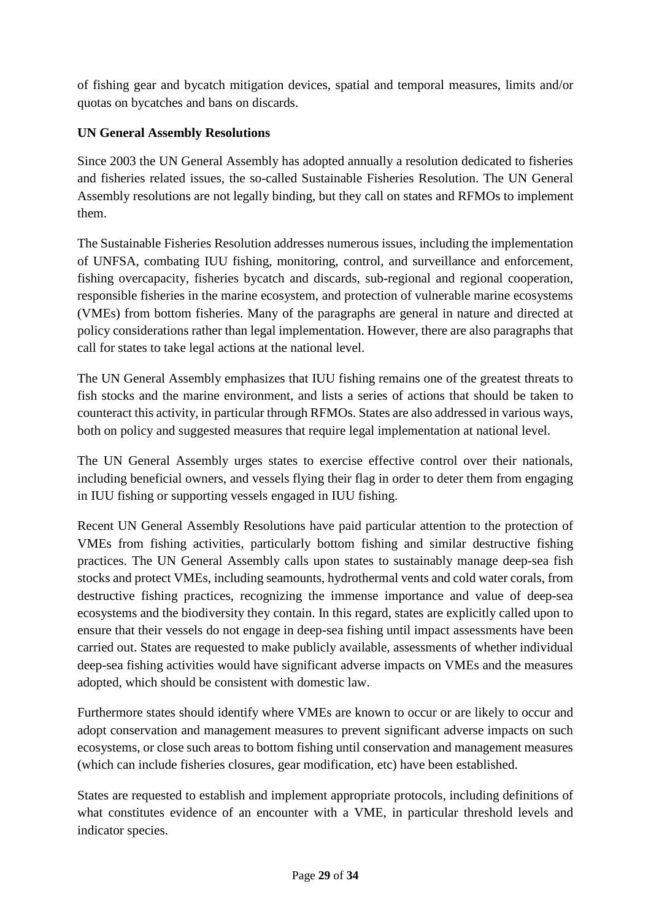of fishing gear and bycatch mitigation devices, spatial and temporal measures, limits and/or quotas on bycatches and bans on discards.

**UN General Assembly Resolutions**

Since 2003 the UN General Assembly has adopted annually a resolution dedicated to fisheries and fisheries related issues, the so-called Sustainable Fisheries Resolution. The UN General Assembly resolutions are not legally binding, but they call on states and RFMOs to implement them.

The Sustainable Fisheries Resolution addresses numerous issues, including the implementation of UNFSA, combating IUU fishing, monitoring, control, and surveillance and enforcement, fishing overcapacity, fisheries bycatch and discards, sub-regional and regional cooperation, responsible fisheries in the marine ecosystem, and protection of vulnerable marine ecosystems (VMEs) from bottom fisheries. Many of the paragraphs are general in nature and directed at policy considerations rather than legal implementation. However, there are also paragraphs that call for states to take legal actions at the national level.

The UN General Assembly emphasizes that IUU fishing remains one of the greatest threats to fish stocks and the marine environment, and lists a series of actions that should be taken to counteract this activity, in particular through RFMOs. States are also addressed in various ways, both on policy and suggested measures that require legal implementation at national level.

The UN General Assembly urges states to exercise effective control over their nationals, including beneficial owners, and vessels flying their flag in order to deter them from engaging in IUU fishing or supporting vessels engaged in IUU fishing.

Recent UN General Assembly Resolutions have paid particular attention to the protection of VMEs from fishing activities, particularly bottom fishing and similar destructive fishing practices. The UN General Assembly calls upon states to sustainably manage deep-sea fish stocks and protect VMEs, including seamounts, hydrothermal vents and cold water corals, from destructive fishing practices, recognizing the immense importance and value of deep-sea ecosystems and the biodiversity they contain. In this regard, states are explicitly called upon to ensure that their vessels do not engage in deep-sea fishing until impact assessments have been carried out. States are requested to make publicly available, assessments of whether individual deep-sea fishing activities would have significant adverse impacts on VMEs and the measures adopted, which should be consistent with domestic law.

Furthermore states should identify where VMEs are known to occur or are likely to occur and adopt conservation and management measures to prevent significant adverse impacts on such ecosystems, or close such areas to bottom fishing until conservation and management measures (which can include fisheries closures, gear modification, etc) have been established.

States are requested to establish and implement appropriate protocols, including definitions of what constitutes evidence of an encounter with a VME, in particular threshold levels and indicator species.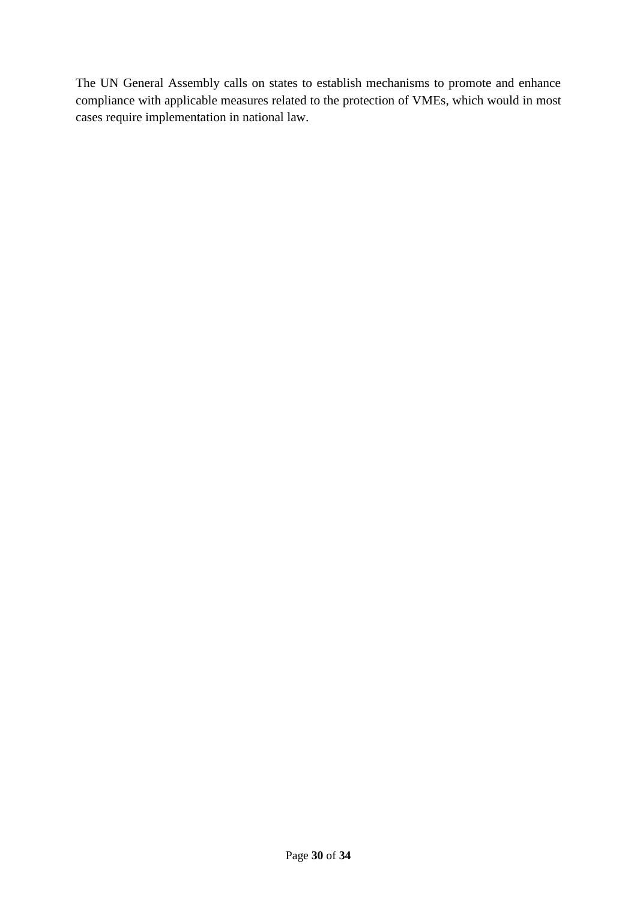The UN General Assembly calls on states to establish mechanisms to promote and enhance compliance with applicable measures related to the protection of VMEs, which would in most cases require implementation in national law.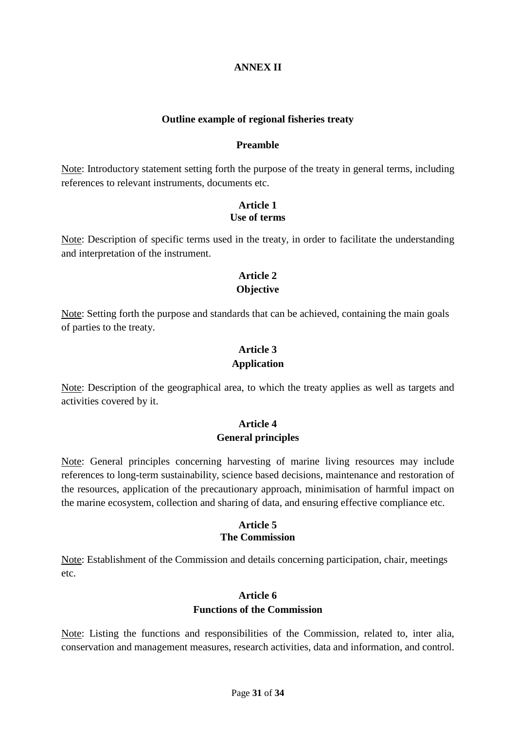# ANNEX II

## Outline example of regional fisheries treaty

### Preamble

Note: Introductory statement setting forth the purpose of the treaty in general terms, including references to relevant instruments, documents etc.

### Article 1
### Use of terms

Note: Description of specific terms used in the treaty, in order to facilitate the understanding and interpretation of the instrument.

### Article 2
### Objective

Note: Setting forth the purpose and standards that can be achieved, containing the main goals of parties to the treaty.

### Article 3
### Application

Note: Description of the geographical area, to which the treaty applies as well as targets and activities covered by it.

### Article 4
### General principles

Note: General principles concerning harvesting of marine living resources may include references to long-term sustainability, science based decisions, maintenance and restoration of the resources, application of the precautionary approach, minimisation of harmful impact on the marine ecosystem, collection and sharing of data, and ensuring effective compliance etc.

### Article 5
### The Commission

Note: Establishment of the Commission and details concerning participation, chair, meetings etc.

### Article 6
### Functions of the Commission

Note: Listing the functions and responsibilities of the Commission, related to, inter alia, conservation and management measures, research activities, data and information, and control.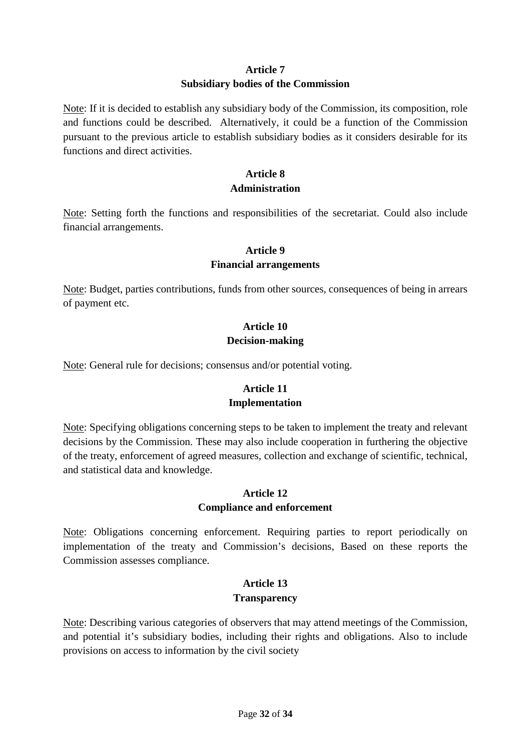### Article 7
### Subsidiary bodies of the Commission

Note: If it is decided to establish any subsidiary body of the Commission, its composition, role and functions could be described. Alternatively, it could be a function of the Commission pursuant to the previous article to establish subsidiary bodies as it considers desirable for its functions and direct activities.

### Article 8
### Administration

Note: Setting forth the functions and responsibilities of the secretariat. Could also include financial arrangements.

### Article 9
### Financial arrangements

Note: Budget, parties contributions, funds from other sources, consequences of being in arrears of payment etc.

### Article 10
### Decision-making

Note: General rule for decisions; consensus and/or potential voting.

### Article 11
### Implementation

Note: Specifying obligations concerning steps to be taken to implement the treaty and relevant decisions by the Commission. These may also include cooperation in furthering the objective of the treaty, enforcement of agreed measures, collection and exchange of scientific, technical, and statistical data and knowledge.

### Article 12
### Compliance and enforcement

Note: Obligations concerning enforcement. Requiring parties to report periodically on implementation of the treaty and Commission's decisions, Based on these reports the Commission assesses compliance.

### Article 13
### Transparency

Note: Describing various categories of observers that may attend meetings of the Commission, and potential it's subsidiary bodies, including their rights and obligations. Also to include provisions on access to information by the civil society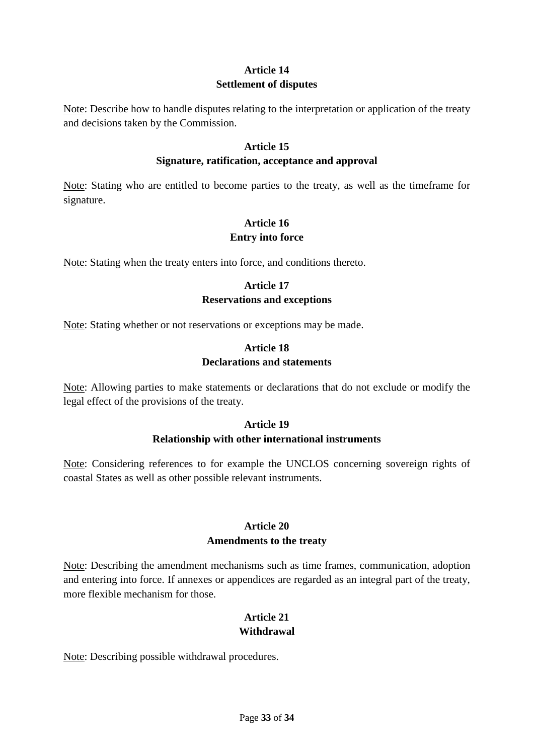### Article 14
### Settlement of disputes

Note: Describe how to handle disputes relating to the interpretation or application of the treaty and decisions taken by the Commission.

### Article 15
### Signature, ratification, acceptance and approval

Note: Stating who are entitled to become parties to the treaty, as well as the timeframe for signature.

### Article 16
### Entry into force

Note: Stating when the treaty enters into force, and conditions thereto.

### Article 17
### Reservations and exceptions

Note: Stating whether or not reservations or exceptions may be made.

### Article 18
### Declarations and statements

Note: Allowing parties to make statements or declarations that do not exclude or modify the legal effect of the provisions of the treaty.

### Article 19
### Relationship with other international instruments

Note: Considering references to for example the UNCLOS concerning sovereign rights of coastal States as well as other possible relevant instruments.

### Article 20
### Amendments to the treaty

Note: Describing the amendment mechanisms such as time frames, communication, adoption and entering into force. If annexes or appendices are regarded as an integral part of the treaty, more flexible mechanism for those.

### Article 21
### Withdrawal

Note: Describing possible withdrawal procedures.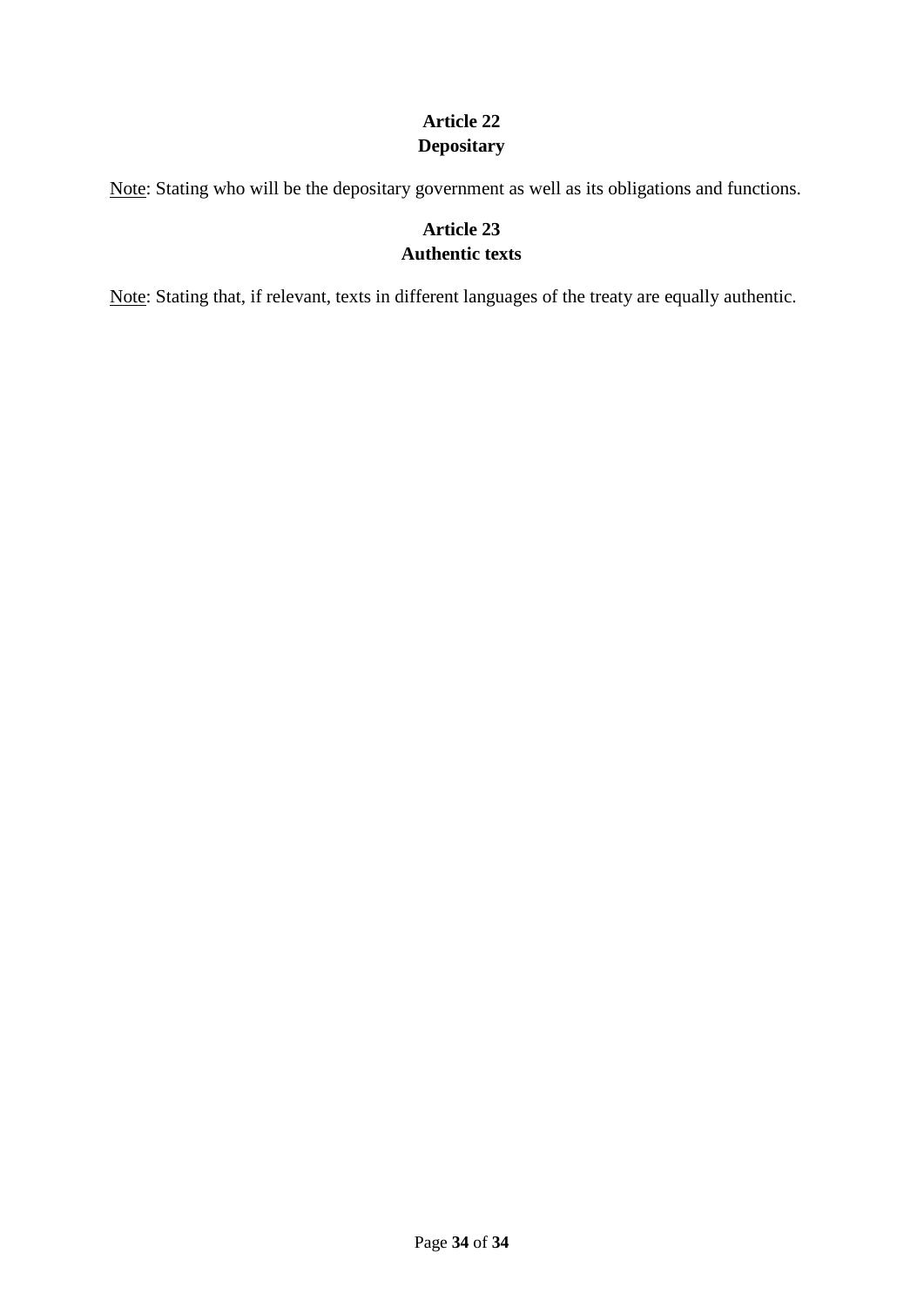**Article 22**
**Depositary**

Note: Stating who will be the depositary government as well as its obligations and functions.

**Article 23**
**Authentic texts**

Note: Stating that, if relevant, texts in different languages of the treaty are equally authentic.